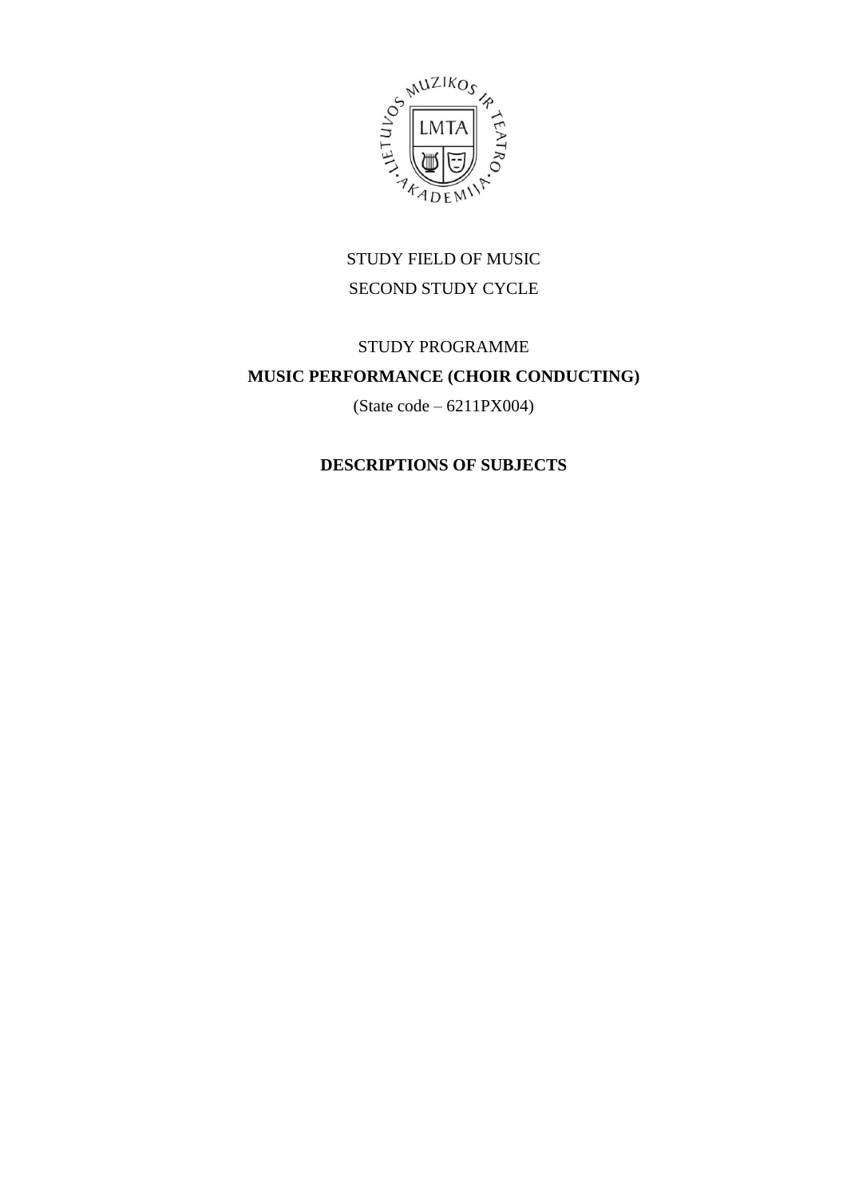STUDY FIELD OF MUSIC

SECOND STUDY CYCLE

STUDY PROGRAMME

**MUSIC PERFORMANCE (CHOIR CONDUCTING)**

(State code – 6211PX004)

**DESCRIPTIONS OF SUBJECTS**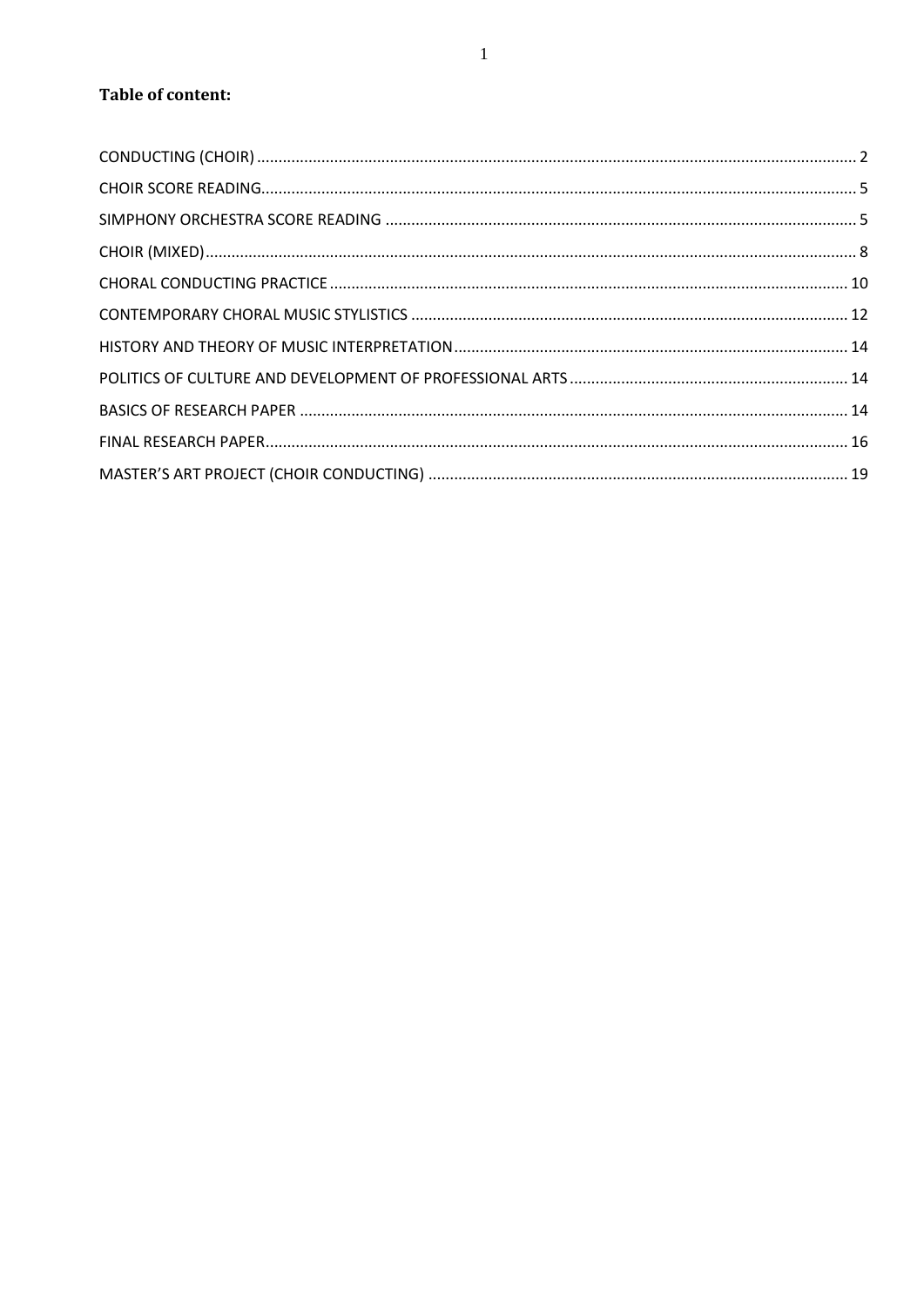**Table of content:**

CONDUCTING (CHOIR) .......... 2

CHOIR SCORE READING .......... 5

SIMPHONY ORCHESTRA SCORE READING .......... 5

CHOIR (MIXED) .......... 8

CHORAL CONDUCTING PRACTICE .......... 10

CONTEMPORARY CHORAL MUSIC STYLISTICS .......... 12

HISTORY AND THEORY OF MUSIC INTERPRETATION .......... 14

POLITICS OF CULTURE AND DEVELOPMENT OF PROFESSIONAL ARTS .......... 14

BASICS OF RESEARCH PAPER .......... 14

FINAL RESEARCH PAPER .......... 16

MASTER'S ART PROJECT (CHOIR CONDUCTING) .......... 19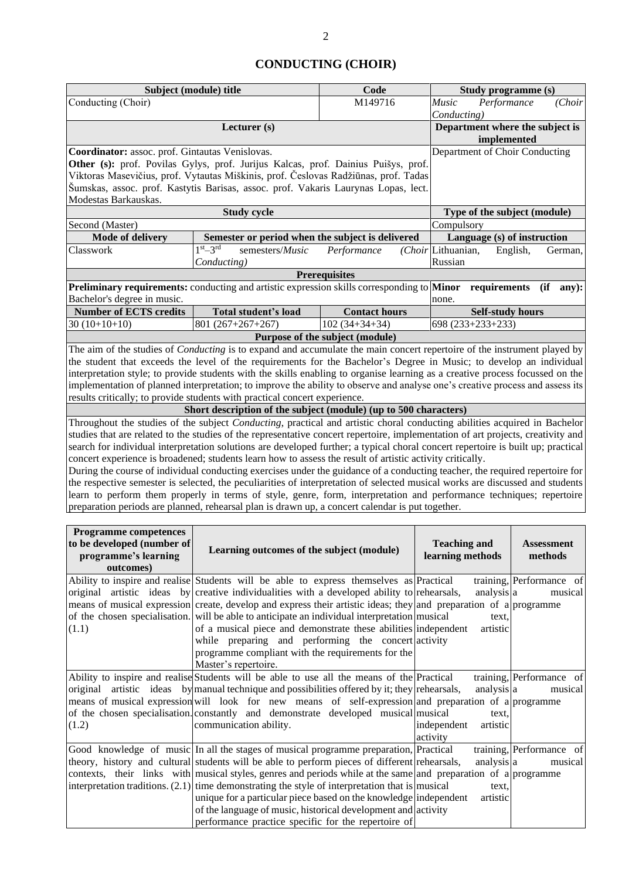# CONDUCTING (CHOIR)

| Subject (module) title | | Code | Study programme (s) |
|---|---|---|---|
| Conducting (Choir) | | M149716 | *Music Performance (Choir Conducting)* |
| **Lecturer (s)** | | | **Department where the subject is implemented** |
| **Coordinator:** assoc. prof. Gintautas Venislovas.<br>**Other (s):** prof. Povilas Gylys, prof. Jurijus Kalcas, prof. Dainius Puišys, prof. Viktoras Masevičius, prof. Vytautas Miškinis, prof. Česlovas Radžiūnas, prof. Tadas Šumskas, assoc. prof. Kastytis Barisas, assoc. prof. Vakaris Laurynas Lopas, lect. Modestas Barkauskas. | | | Department of Choir Conducting |
| **Study cycle** | | | **Type of the subject (module)** |
| Second (Master) | | | Compulsory |
| **Mode of delivery** | **Semester or period when the subject is delivered** | | **Language (s) of instruction** |
| Classwork | 1st–3rd semesters/*Music Performance (Choir Conducting)* | | Lithuanian, English, German, Russian |
| **Prerequisites** | | | |
| **Preliminary requirements:** conducting and artistic expression skills corresponding to Bachelor's degree in music. | | | **Minor requirements (if any):** none. |
| **Number of ECTS credits** | **Total student's load** | **Contact hours** | **Self-study hours** |
| 30 (10+10+10) | 801 (267+267+267) | 102 (34+34+34) | 698 (233+233+233) |

**Purpose of the subject (module)**

The aim of the studies of *Conducting* is to expand and accumulate the main concert repertoire of the instrument played by the student that exceeds the level of the requirements for the Bachelor's Degree in Music; to develop an individual interpretation style; to provide students with the skills enabling to organise learning as a creative process focussed on the implementation of planned interpretation; to improve the ability to observe and analyse one's creative process and assess its results critically; to provide students with practical concert experience.

**Short description of the subject (module) (up to 500 characters)**

Throughout the studies of the subject *Conducting*, practical and artistic choral conducting abilities acquired in Bachelor studies that are related to the studies of the representative concert repertoire, implementation of art projects, creativity and search for individual interpretation solutions are developed further; a typical choral concert repertoire is built up; practical concert experience is broadened; students learn how to assess the result of artistic activity critically.

During the course of individual conducting exercises under the guidance of a conducting teacher, the required repertoire for the respective semester is selected, the peculiarities of interpretation of selected musical works are discussed and students learn to perform them properly in terms of style, genre, form, interpretation and performance techniques; repertoire preparation periods are planned, rehearsal plan is drawn up, a concert calendar is put together.

| Programme competences to be developed (number of programme's learning outcomes) | Learning outcomes of the subject (module) | Teaching and learning methods | Assessment methods |
|---|---|---|---|
| Ability to inspire and realise original artistic ideas by means of musical expression of the chosen specialisation. (1.1) | Students will be able to express themselves as creative individualities with a developed ability to create, develop and express their artistic ideas; they will be able to anticipate an individual interpretation of a musical piece and demonstrate these abilities while preparing and performing the concert programme compliant with the requirements for the Master's repertoire. | Practical training, rehearsals, analysis and preparation of a musical text, independent artistic activity | Performance of a musical programme |
| Ability to inspire and realise original artistic ideas by means of musical expression of the chosen specialisation. (1.2) | Students will be able to use all the means of the manual technique and possibilities offered by it; they will look for new means of self-expression constantly and demonstrate developed musical communication ability. | Practical training, rehearsals, analysis and preparation of a musical text, independent artistic activity | Performance of a musical programme |
| Good knowledge of music theory, history and cultural contexts, their links with interpretation traditions. (2.1) | In all the stages of musical programme preparation, students will be able to perform pieces of different musical styles, genres and periods while at the same time demonstrating the style of interpretation that is unique for a particular piece based on the knowledge of the language of music, historical development and performance practice specific for the repertoire of | Practical training, rehearsals, analysis and preparation of a musical text, independent artistic activity | Performance of a musical programme |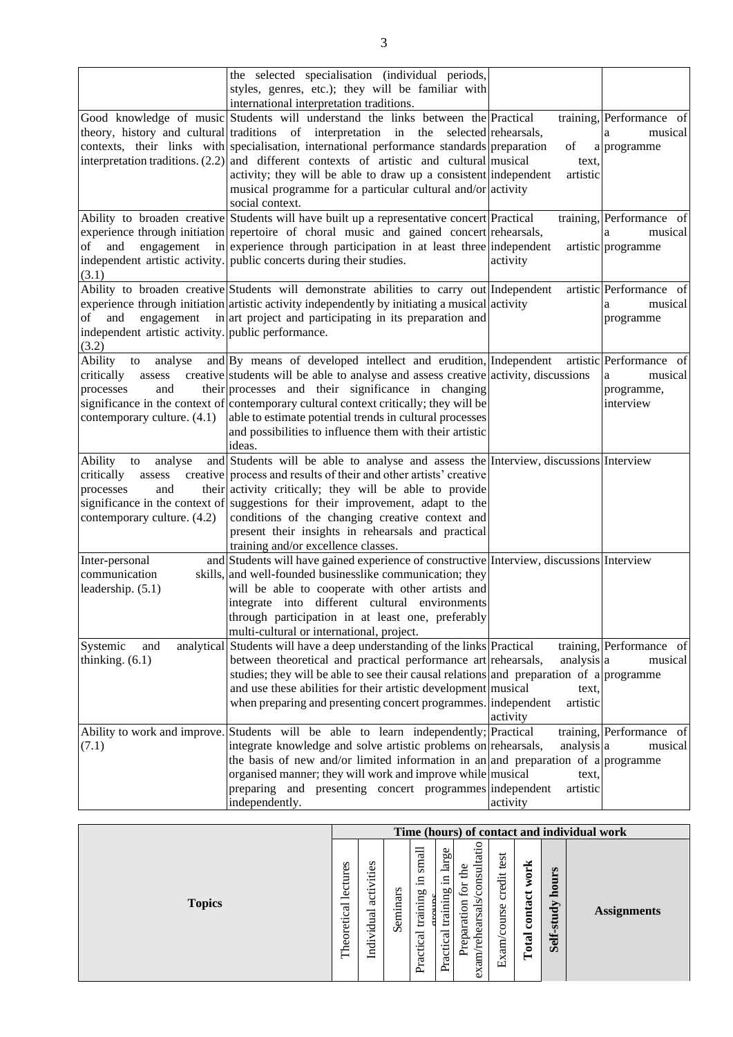| | | | |
|---|---|---|---|
| | the selected specialisation (individual periods, styles, genres, etc.); they will be familiar with international interpretation traditions. | | |
| Good knowledge of music theory, history and cultural contexts, their links with interpretation traditions. (2.2) | Students will understand the links between the traditions of interpretation in the selected specialisation, international performance standards and different contexts of artistic and cultural activity; they will be able to draw up a consistent musical programme for a particular cultural and/or social context. | Practical training, rehearsals, preparation of a musical text, independent artistic activity | Performance of a musical programme |
| Ability to broaden creative experience through initiation of and engagement in independent artistic activity. (3.1) | Students will have built up a representative concert repertoire of choral music and gained concert experience through participation in at least three public concerts during their studies. | Practical training, rehearsals, independent artistic activity | Performance of a musical programme |
| Ability to broaden creative experience through initiation of and engagement in independent artistic activity. (3.2) | Students will demonstrate abilities to carry out artistic activity independently by initiating a musical art project and participating in its preparation and public performance. | Independent artistic activity | Performance of a musical programme |
| Ability to analyse and critically assess creative processes and their significance in the context of contemporary culture. (4.1) | By means of developed intellect and erudition, students will be able to analyse and assess creative processes and their significance in changing contemporary cultural context critically; they will be able to estimate potential trends in cultural processes and possibilities to influence them with their artistic ideas. | Independent artistic activity, discussions | Performance of a musical programme, interview |
| Ability to analyse and critically assess creative processes and their significance in the context of contemporary culture. (4.2) | Students will be able to analyse and assess the process and results of their and other artists' creative activity critically; they will be able to provide suggestions for their improvement, adapt to the conditions of the changing creative context and present their insights in rehearsals and practical training and/or excellence classes. | Interview, discussions | Interview |
| Inter-personal and communication skills, leadership. (5.1) | Students will have gained experience of constructive and well-founded businesslike communication; they will be able to cooperate with other artists and integrate into different cultural environments through participation in at least one, preferably multi-cultural or international, project. | Interview, discussions | Interview |
| Systemic and analytical thinking. (6.1) | Students will have a deep understanding of the links between theoretical and practical performance art studies; they will be able to see their causal relations and use these abilities for their artistic development when preparing and presenting concert programmes. | Practical training, rehearsals, analysis and preparation of a musical text, independent artistic activity | Performance of a musical programme |
| Ability to work and improve. (7.1) | Students will be able to learn independently; integrate knowledge and solve artistic problems on the basis of new and/or limited information in an organised manner; they will work and improve while preparing and presenting concert programmes independently. | Practical training, rehearsals, analysis and preparation of a musical text, independent artistic activity | Performance of a musical programme |

| Topics | Time (hours) of contact and individual work | | | | | | | | | |
|---|---|---|---|---|---|---|---|---|---|---|
| | Theoretical lectures | Individual activities | Seminars | Practical training in small groups | Practical training in large groups | Preparation for the exam/rehearsals/consultatio | Exam/course credit test | Total contact work | Self-study hours | Assignments |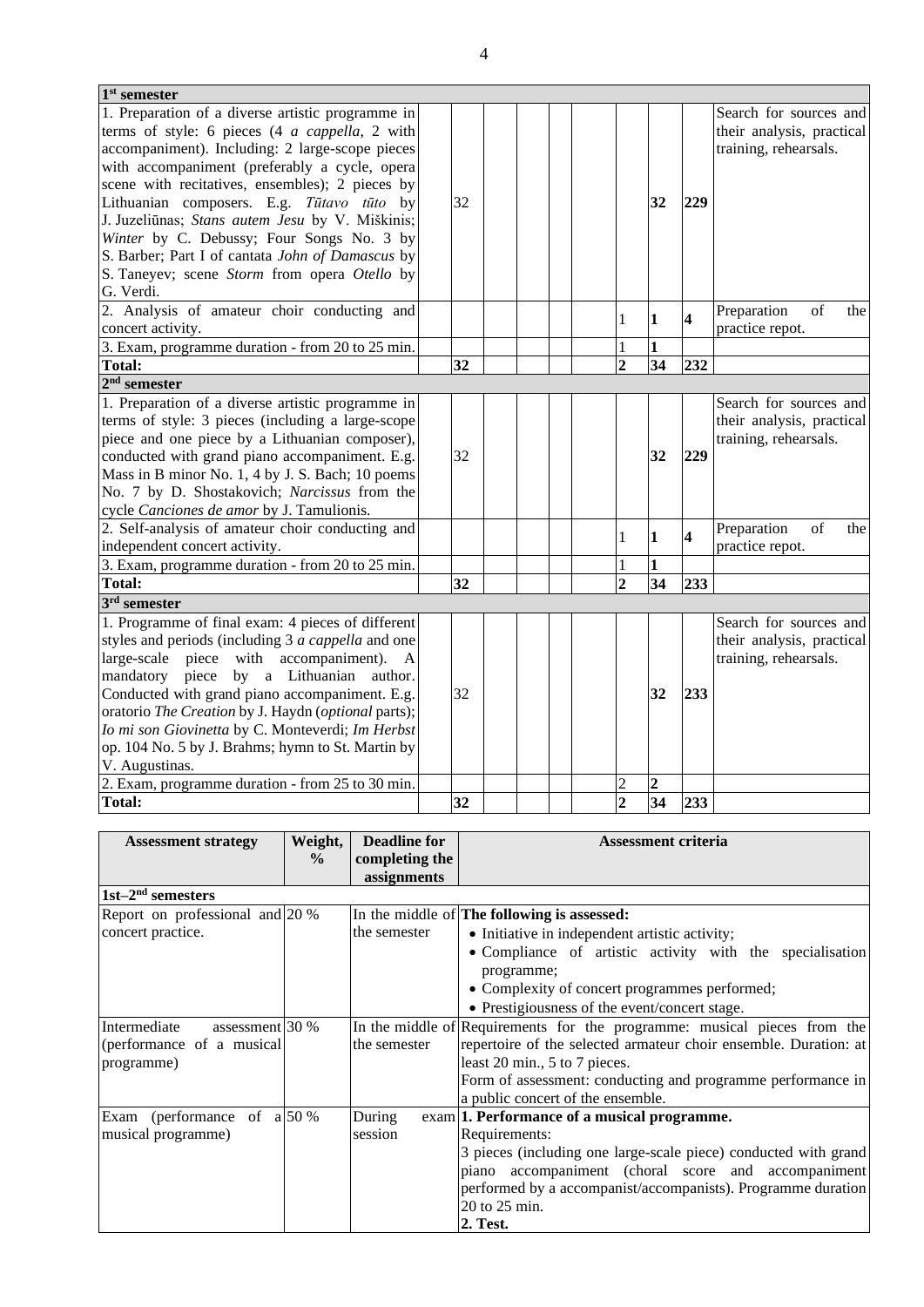| | | | | | | | | | | |
|---|---|---|---|---|---|---|---|---|---|---|
| **1st semester** | | | | | | | | | | |
| 1. Preparation of a diverse artistic programme in terms of style: 6 pieces (4 *a cappella*, 2 with accompaniment). Including: 2 large-scope pieces with accompaniment (preferably a cycle, opera scene with recitatives, ensembles); 2 pieces by Lithuanian composers. E.g. *Tūtavo tūto* by J. Juzeliūnas; *Stans autem Jesu* by V. Miškinis; *Winter* by C. Debussy; Four Songs No. 3 by S. Barber; Part I of cantata *John of Damascus* by S. Taneyev; scene *Storm* from opera *Otello* by G. Verdi. | | 32 | | | | | | **32** | **229** | Search for sources and their analysis, practical training, rehearsals. |
| 2. Analysis of amateur choir conducting and concert activity. | | | | | | | 1 | **1** | **4** | Preparation of the practice repot. |
| 3. Exam, programme duration - from 20 to 25 min. | | | | | | | 1 | **1** | | |
| **Total:** | | **32** | | | | | **2** | **34** | **232** | |
| **2nd semester** | | | | | | | | | | |
| 1. Preparation of a diverse artistic programme in terms of style: 3 pieces (including a large-scope piece and one piece by a Lithuanian composer), conducted with grand piano accompaniment. E.g. Mass in B minor No. 1, 4 by J. S. Bach; 10 poems No. 7 by D. Shostakovich; *Narcissus* from the cycle *Canciones de amor* by J. Tamulionis. | | 32 | | | | | | **32** | **229** | Search for sources and their analysis, practical training, rehearsals. |
| 2. Self-analysis of amateur choir conducting and independent concert activity. | | | | | | | 1 | **1** | **4** | Preparation of the practice repot. |
| 3. Exam, programme duration - from 20 to 25 min. | | | | | | | 1 | **1** | | |
| **Total:** | | **32** | | | | | **2** | **34** | **233** | |
| **3rd semester** | | | | | | | | | | |
| 1. Programme of final exam: 4 pieces of different styles and periods (including 3 *a cappella* and one large-scale piece with accompaniment). A mandatory piece by a Lithuanian author. Conducted with grand piano accompaniment. E.g. oratorio *The Creation* by J. Haydn (*optional* parts); *Io mi son Giovinetta* by C. Monteverdi; *Im Herbst* op. 104 No. 5 by J. Brahms; hymn to St. Martin by V. Augustinas. | | 32 | | | | | | **32** | **233** | Search for sources and their analysis, practical training, rehearsals. |
| 2. Exam, programme duration - from 25 to 30 min. | | | | | | | 2 | **2** | | |
| **Total:** | | **32** | | | | | **2** | **34** | **233** | |

| **Assessment strategy** | **Weight, %** | **Deadline for completing the assignments** | **Assessment criteria** |
|---|---|---|---|
| **1st–2nd semesters** | | | |
| Report on professional and concert practice. | 20 % | In the middle of the semester | **The following is assessed:**<br>• Initiative in independent artistic activity;<br>• Compliance of artistic activity with the specialisation programme;<br>• Complexity of concert programmes performed;<br>• Prestigiousness of the event/concert stage. |
| Intermediate assessment (performance of a musical programme) | 30 % | In the middle of the semester | Requirements for the programme: musical pieces from the repertoire of the selected armateur choir ensemble. Duration: at least 20 min., 5 to 7 pieces.<br>Form of assessment: conducting and programme performance in a public concert of the ensemble. |
| Exam (performance of a musical programme) | 50 % | During exam session | **1. Performance of a musical programme.**<br>Requirements:<br>3 pieces (including one large-scale piece) conducted with grand piano accompaniment (choral score and accompaniment performed by a accompanist/accompanists). Programme duration 20 to 25 min.<br>**2. Test.** |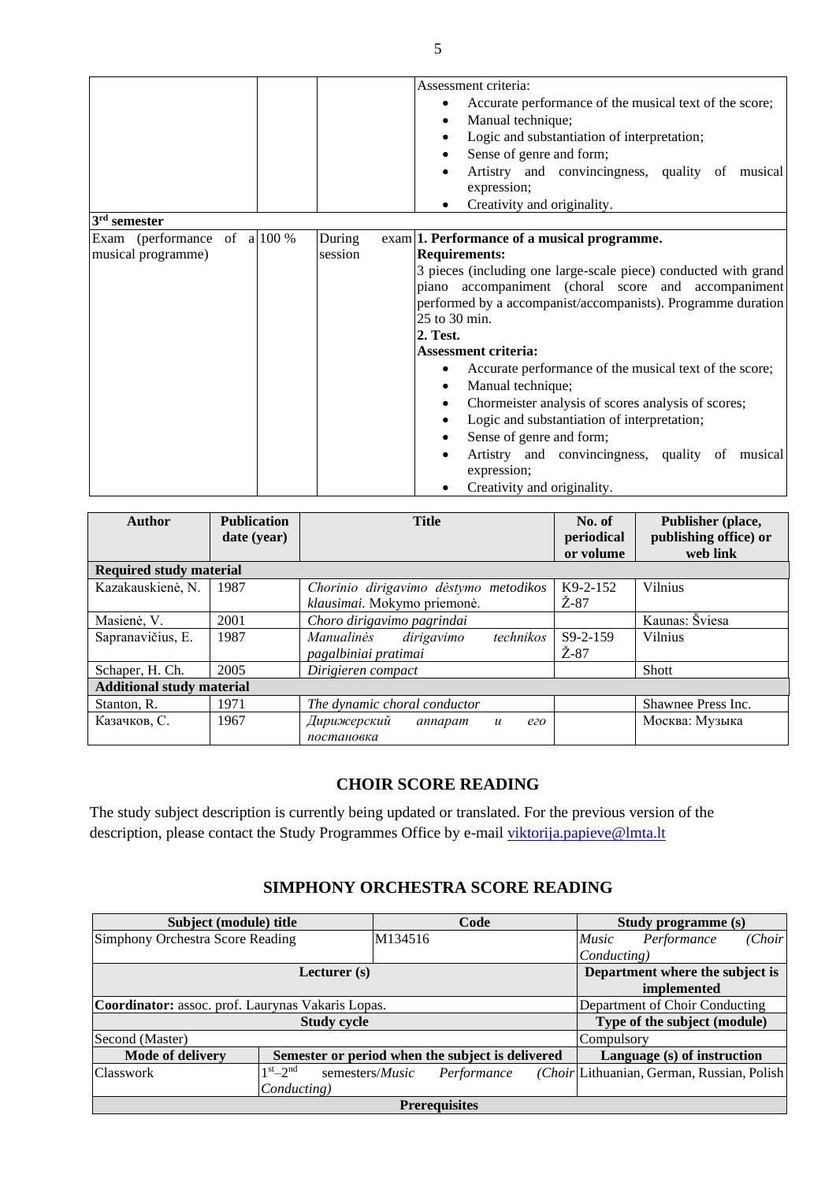| | | | Assessment criteria:<br>• Accurate performance of the musical text of the score;<br>• Manual technique;<br>• Logic and substantiation of interpretation;<br>• Sense of genre and form;<br>• Artistry and convincingness, quality of musical expression;<br>• Creativity and originality. |
|---|---|---|---|
| **3rd semester** | | | |
| Exam (performance of a musical programme) | 100 % | During exam session | **1. Performance of a musical programme.**<br>**Requirements:**<br>3 pieces (including one large-scale piece) conducted with grand piano accompaniment (choral score and accompaniment performed by a accompanist/accompanists). Programme duration 25 to 30 min.<br>**2. Test.**<br>**Assessment criteria:**<br>• Accurate performance of the musical text of the score;<br>• Manual technique;<br>• Chormeister analysis of scores analysis of scores;<br>• Logic and substantiation of interpretation;<br>• Sense of genre and form;<br>• Artistry and convincingness, quality of musical expression;<br>• Creativity and originality. |

| Author | Publication date (year) | Title | No. of periodical or volume | Publisher (place, publishing office) or web link |
|---|---|---|---|---|
| **Required study material** | | | | |
| Kazakauskienė, N. | 1987 | *Chorinio dirigavimo dėstymo metodikos klausimai.* Mokymo priemonė. | K9-2-152 Ž-87 | Vilnius |
| Masienė, V. | 2001 | *Choro dirigavimo pagrindai* | | Kaunas: Šviesa |
| Sapranavičius, E. | 1987 | *Manualinės dirigavimo technikos pagalbiniai pratimai* | S9-2-159 Ž-87 | Vilnius |
| Schaper, H. Ch. | 2005 | *Dirigieren compact* | | Shott |
| **Additional study material** | | | | |
| Stanton, R. | 1971 | *The dynamic choral conductor* | | Shawnee Press Inc. |
| Казачков, С. | 1967 | *Дирижерский аппарат и его постановка* | | Москва: Музыка |

## CHOIR SCORE READING

The study subject description is currently being updated or translated. For the previous version of the description, please contact the Study Programmes Office by e-mail viktorija.papieve@lmta.lt

## SIMPHONY ORCHESTRA SCORE READING

| Subject (module) title | | Code | Study programme (s) |
|---|---|---|---|
| Simphony Orchestra Score Reading | | M134516 | *Music Performance (Choir Conducting)* |
| **Lecturer (s)** | | | **Department where the subject is implemented** |
| **Coordinator:** assoc. prof. Laurynas Vakaris Lopas. | | | Department of Choir Conducting |
| **Study cycle** | | | **Type of the subject (module)** |
| Second (Master) | | | Compulsory |
| **Mode of delivery** | **Semester or period when the subject is delivered** | | **Language (s) of instruction** |
| Classwork | 1st–2nd semesters/*Music Performance (Choir Conducting)* | | Lithuanian, German, Russian, Polish |
| **Prerequisites** | | | |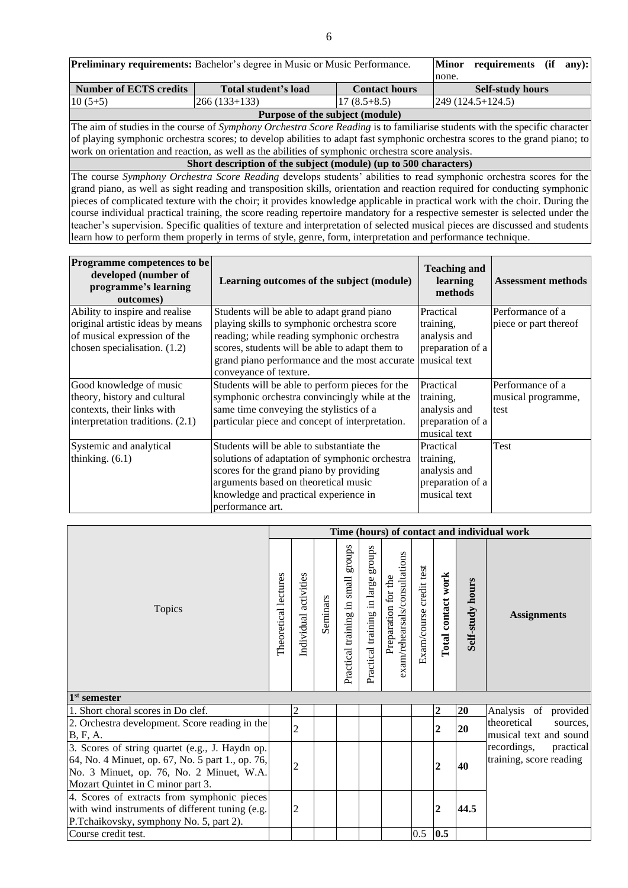| **Preliminary requirements:** Bachelor's degree in Music or Music Performance. | | | **Minor requirements (if any):** none. |
|---|---|---|---|
| **Number of ECTS credits** | **Total student's load** | **Contact hours** | **Self-study hours** |
| 10 (5+5) | 266 (133+133) | 17 (8.5+8.5) | 249 (124.5+124.5) |

**Purpose of the subject (module)**

The aim of studies in the course of *Symphony Orchestra Score Reading* is to familiarise students with the specific character of playing symphonic orchestra scores; to develop abilities to adapt fast symphonic orchestra scores to the grand piano; to work on orientation and reaction, as well as the abilities of symphonic orchestra score analysis.

**Short description of the subject (module) (up to 500 characters)**

The course *Symphony Orchestra Score Reading* develops students' abilities to read symphonic orchestra scores for the grand piano, as well as sight reading and transposition skills, orientation and reaction required for conducting symphonic pieces of complicated texture with the choir; it provides knowledge applicable in practical work with the choir. During the course individual practical training, the score reading repertoire mandatory for a respective semester is selected under the teacher's supervision. Specific qualities of texture and interpretation of selected musical pieces are discussed and students learn how to perform them properly in terms of style, genre, form, interpretation and performance technique.

| **Programme competences to be developed (number of programme's learning outcomes)** | **Learning outcomes of the subject (module)** | **Teaching and learning methods** | **Assessment methods** |
|---|---|---|---|
| Ability to inspire and realise original artistic ideas by means of musical expression of the chosen specialisation. (1.2) | Students will be able to adapt grand piano playing skills to symphonic orchestra score reading; while reading symphonic orchestra scores, students will be able to adapt them to grand piano performance and the most accurate conveyance of texture. | Practical training, analysis and preparation of a musical text | Performance of a piece or part thereof |
| Good knowledge of music theory, history and cultural contexts, their links with interpretation traditions. (2.1) | Students will be able to perform pieces for the symphonic orchestra convincingly while at the same time conveying the stylistics of a particular piece and concept of interpretation. | Practical training, analysis and preparation of a musical text | Performance of a musical programme, test |
| Systemic and analytical thinking. (6.1) | Students will be able to substantiate the solutions of adaptation of symphonic orchestra scores for the grand piano by providing arguments based on theoretical music knowledge and practical experience in performance art. | Practical training, analysis and preparation of a musical text | Test |

| Topics | Time (hours) of contact and individual work | | | | | | | | | |
|---|---|---|---|---|---|---|---|---|---|---|
| | Theoretical lectures | Individual activities | Seminars | Practical training in small groups | Practical training in large groups | Preparation for the exam/rehearsals/consultations | Exam/course credit test | **Total contact work** | **Self-study hours** | **Assignments** |
| **1st semester** | | | | | | | | | | |
| 1. Short choral scores in Do clef. | | 2 | | | | | | **2** | **20** | Analysis of provided theoretical sources, musical text and sound recordings, practical training, score reading |
| 2. Orchestra development. Score reading in the B, F, A. | | 2 | | | | | | **2** | **20** | |
| 3. Scores of string quartet (e.g., J. Haydn op. 64, No. 4 Minuet, op. 67, No. 5 part 1., op. 76, No. 3 Minuet, op. 76, No. 2 Minuet, W.A. Mozart Quintet in C minor part 3. | | 2 | | | | | | **2** | **40** | |
| 4. Scores of extracts from symphonic pieces with wind instruments of different tuning (e.g. P.Tchaikovsky, symphony No. 5, part 2). | | 2 | | | | | | **2** | **44.5** | |
| Course credit test. | | | | | | | 0.5 | **0.5** | | |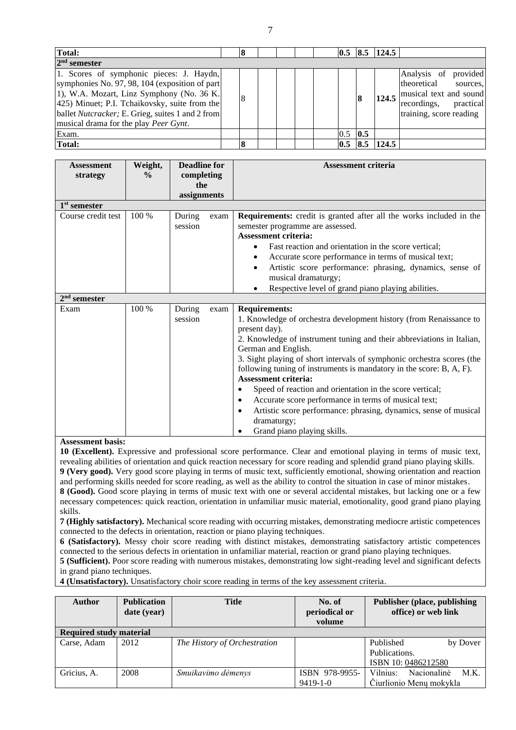| | | | | | | | | | | |
|---|---|---|---|---|---|---|---|---|---|---|
| **Total:** | | **8** | | | | | **0.5** | **8.5** | **124.5** | |
| **2nd semester** | | | | | | | | | | |
| 1. Scores of symphonic pieces: J. Haydn, symphonies No. 97, 98, 104 (exposition of part 1), W.A. Mozart, Linz Symphony (No. 36 K. 425) Minuet; P.I. Tchaikovsky, suite from the ballet *Nutcracker;* E. Grieg, suites 1 and 2 from musical drama for the play *Peer Gynt*. | | 8 | | | | | | **8** | **124.5** | Analysis of provided theoretical sources, musical text and sound recordings, practical training, score reading |
| Exam. | | | | | | | 0.5 | **0.5** | | |
| **Total:** | | **8** | | | | | **0.5** | **8.5** | **124.5** | |

| Assessment strategy | Weight, % | Deadline for completing the assignments | Assessment criteria |
|---|---|---|---|
| **1st semester** | | | |
| Course credit test | 100 % | During exam session | **Requirements:** credit is granted after all the works included in the semester programme are assessed.<br>**Assessment criteria:**<br>• Fast reaction and orientation in the score vertical;<br>• Accurate score performance in terms of musical text;<br>• Artistic score performance: phrasing, dynamics, sense of musical dramaturgy;<br>• Respective level of grand piano playing abilities. |
| **2nd semester** | | | |
| Exam | 100 % | During exam session | **Requirements:**<br>1. Knowledge of orchestra development history (from Renaissance to present day).<br>2. Knowledge of instrument tuning and their abbreviations in Italian, German and English.<br>3. Sight playing of short intervals of symphonic orchestra scores (the following tuning of instruments is mandatory in the score: B, A, F).<br>**Assessment criteria:**<br>• Speed of reaction and orientation in the score vertical;<br>• Accurate score performance in terms of musical text;<br>• Artistic score performance: phrasing, dynamics, sense of musical dramaturgy;<br>• Grand piano playing skills. |

**Assessment basis:**

**10 (Excellent).** Expressive and professional score performance. Clear and emotional playing in terms of music text, revealing abilities of orientation and quick reaction necessary for score reading and splendid grand piano playing skills.

**9 (Very good).** Very good score playing in terms of music text, sufficiently emotional, showing orientation and reaction and performing skills needed for score reading, as well as the ability to control the situation in case of minor mistakes.

**8 (Good).** Good score playing in terms of music text with one or several accidental mistakes, but lacking one or a few necessary competences: quick reaction, orientation in unfamiliar music material, emotionality, good grand piano playing skills.

**7 (Highly satisfactory).** Mechanical score reading with occurring mistakes, demonstrating mediocre artistic competences connected to the defects in orientation, reaction or piano playing techniques.

**6 (Satisfactory).** Messy choir score reading with distinct mistakes, demonstrating satisfactory artistic competences connected to the serious defects in orientation in unfamiliar material, reaction or grand piano playing techniques.

**5 (Sufficient).** Poor score reading with numerous mistakes, demonstrating low sight-reading level and significant defects in grand piano techniques.

**4 (Unsatisfactory).** Unsatisfactory choir score reading in terms of the key assessment criteria.

| Author | Publication date (year) | Title | No. of periodical or volume | Publisher (place, publishing office) or web link |
|---|---|---|---|---|
| **Required study material** | | | | |
| Carse, Adam | 2012 | *The History of Orchestration* | | Published by Dover Publications. ISBN 10: 0486212580 |
| Gricius, A. | 2008 | *Smuikavimo dėmenys* | ISBN 978-9955-9419-1-0 | Vilnius: Nacionalinė M.K. Čiurlionio Menų mokykla |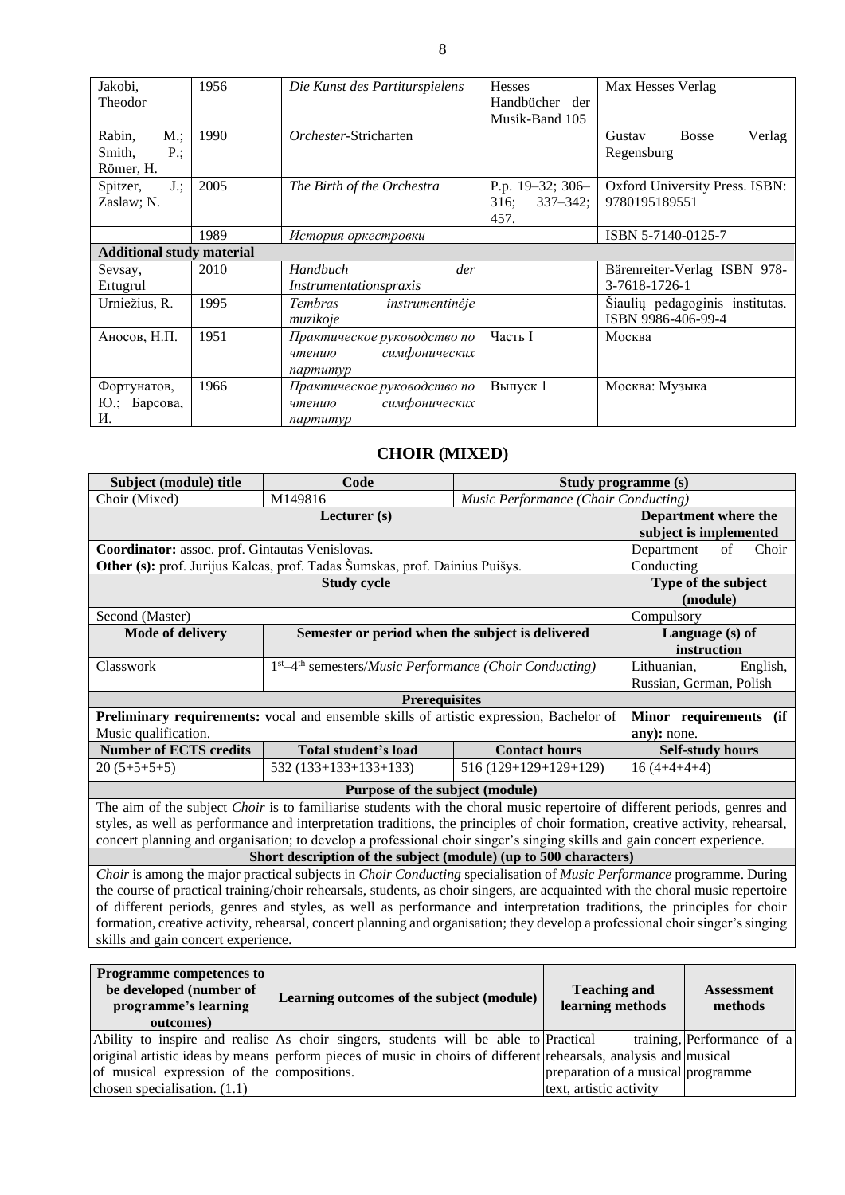| | | | | |
|---|---|---|---|---|
| Jakobi, Theodor | 1956 | *Die Kunst des Partiturspielens* | Hesses Handbücher der Musik-Band 105 | Max Hesses Verlag |
| Rabin, M.; Smith, P.; Römer, H. | 1990 | *Orchester*-Stricharten | | Gustav Bosse Verlag Regensburg |
| Spitzer, J.; Zaslaw; N. | 2005 | *The Birth of the Orchestra* | P.p. 19–32; 306–316; 337–342; 457. | Oxford University Press. ISBN: 9780195189551 |
| | 1989 | *История оркестровки* | | ISBN 5-7140-0125-7 |
| **Additional study material** | | | | |
| Sevsay, Ertugrul | 2010 | *Handbuch der Instrumentationspraxis* | | Bärenreiter-Verlag ISBN 978-3-7618-1726-1 |
| Urniežius, R. | 1995 | *Tembras instrumentinėje muzikoje* | | Šiaulių pedagoginis institutas. ISBN 9986-406-99-4 |
| Аносов, Н.П. | 1951 | *Практическое руководство по чтению симфонических партитур* | Часть I | Москва |
| Фортунатов, Ю.; Барсова, И. | 1966 | *Практическое руководство по чтению симфонических партитур* | Выпуск 1 | Москва: Музыка |

## CHOIR (MIXED)

| Subject (module) title | Code | Study programme (s) | |
|---|---|---|---|
| Choir (Mixed) | M149816 | *Music Performance (Choir Conducting)* | |
| **Lecturer (s)** | | | **Department where the subject is implemented** |
| **Coordinator:** assoc. prof. Gintautas Venislovas.<br>**Other (s):** prof. Jurijus Kalcas, prof. Tadas Šumskas, prof. Dainius Puišys. | | | Department of Choir Conducting |
| **Study cycle** | | | **Type of the subject (module)** |
| Second (Master) | | | Compulsory |
| **Mode of delivery** | **Semester or period when the subject is delivered** | | **Language (s) of instruction** |
| Classwork | 1st–4th semesters/*Music Performance (Choir Conducting)* | | Lithuanian, English, Russian, German, Polish |
| **Prerequisites** | | | |
| **Preliminary requirements:** vocal and ensemble skills of artistic expression, Bachelor of Music qualification. | | | **Minor requirements (if any):** none. |
| **Number of ECTS credits** | **Total student's load** | **Contact hours** | **Self-study hours** |
| 20 (5+5+5+5) | 532 (133+133+133+133) | 516 (129+129+129+129) | 16 (4+4+4+4) |
| **Purpose of the subject (module)** | | | |
| The aim of the subject *Choir* is to familiarise students with the choral music repertoire of different periods, genres and styles, as well as performance and interpretation traditions, the principles of choir formation, creative activity, rehearsal, concert planning and organisation; to develop a professional choir singer's singing skills and gain concert experience. | | | |
| **Short description of the subject (module) (up to 500 characters)** | | | |
| *Choir* is among the major practical subjects in *Choir Conducting* specialisation of *Music Performance* programme. During the course of practical training/choir rehearsals, students, as choir singers, are acquainted with the choral music repertoire of different periods, genres and styles, as well as performance and interpretation traditions, the principles for choir formation, creative activity, rehearsal, concert planning and organisation; they develop a professional choir singer's singing skills and gain concert experience. | | | |

| Programme competences to be developed (number of programme's learning outcomes) | Learning outcomes of the subject (module) | Teaching and learning methods | Assessment methods |
|---|---|---|---|
| Ability to inspire and realise original artistic ideas by means of musical expression of the chosen specialisation. (1.1) | As choir singers, students will be able to perform pieces of music in choirs of different compositions. | Practical training, rehearsals, analysis and preparation of a musical text, artistic activity | Performance of a musical programme |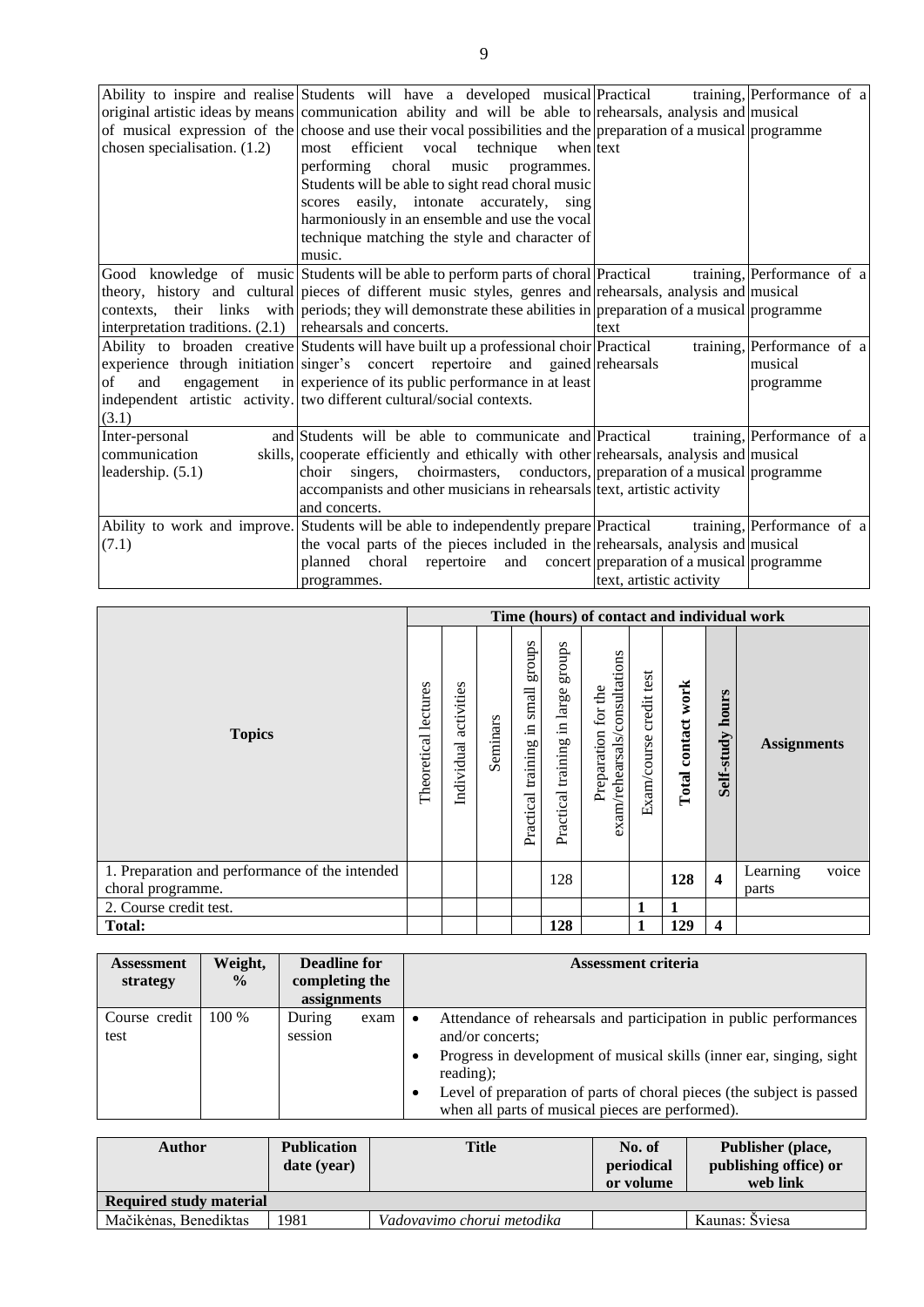| | | | |
|---|---|---|---|
| Ability to inspire and realise original artistic ideas by means of musical expression of the chosen specialisation. (1.2) | Students will have a developed musical communication ability and will be able to choose and use their vocal possibilities and the most efficient vocal technique when performing choral music programmes. Students will be able to sight read choral music scores easily, intonate accurately, sing harmoniously in an ensemble and use the vocal technique matching the style and character of music. | Practical training, rehearsals, analysis and preparation of a musical text | Performance of a musical programme |
| Good knowledge of music theory, history and cultural contexts, their links with interpretation traditions. (2.1) | Students will be able to perform parts of choral pieces of different music styles, genres and periods; they will demonstrate these abilities in rehearsals and concerts. | Practical training, rehearsals, analysis and preparation of a musical text | Performance of a musical programme |
| Ability to broaden creative experience through initiation of and engagement in independent artistic activity. (3.1) | Students will have built up a professional choir singer's concert repertoire and gained experience of its public performance in at least two different cultural/social contexts. | Practical training, rehearsals | Performance of a musical programme |
| Inter-personal and communication skills, leadership. (5.1) | Students will be able to communicate and cooperate efficiently and ethically with other choir singers, choirmasters, conductors, accompanists and other musicians in rehearsals and concerts. | Practical training, rehearsals, analysis and preparation of a musical text, artistic activity | Performance of a musical programme |
| Ability to work and improve. (7.1) | Students will be able to independently prepare the vocal parts of the pieces included in the planned choral repertoire and concert programmes. | Practical training, rehearsals, analysis and preparation of a musical text, artistic activity | Performance of a musical programme |

| Topics | Time (hours) of contact and individual work | | | | | | | | | |
|---|---|---|---|---|---|---|---|---|---|---|
| | Theoretical lectures | Individual activities | Seminars | Practical training in small groups | Practical training in large groups | Preparation for the exam/rehearsals/consultations | Exam/course credit test | **Total contact work** | **Self-study hours** | **Assignments** |
| 1. Preparation and performance of the intended choral programme. | | | | | 128 | | | **128** | **4** | Learning voice parts |
| 2. Course credit test. | | | | | | | **1** | **1** | | |
| **Total:** | | | | | **128** | | **1** | **129** | **4** | |

| Assessment strategy | Weight, % | Deadline for completing the assignments | Assessment criteria |
|---|---|---|---|
| Course credit test | 100 % | During exam session | • Attendance of rehearsals and participation in public performances and/or concerts;<br>• Progress in development of musical skills (inner ear, singing, sight reading);<br>• Level of preparation of parts of choral pieces (the subject is passed when all parts of musical pieces are performed). |

| Author | Publication date (year) | Title | No. of periodical or volume | Publisher (place, publishing office) or web link |
|---|---|---|---|---|
| **Required study material** | | | | |
| Mačikėnas, Benediktas | 1981 | *Vadovavimo chorui metodika* | | Kaunas: Šviesa |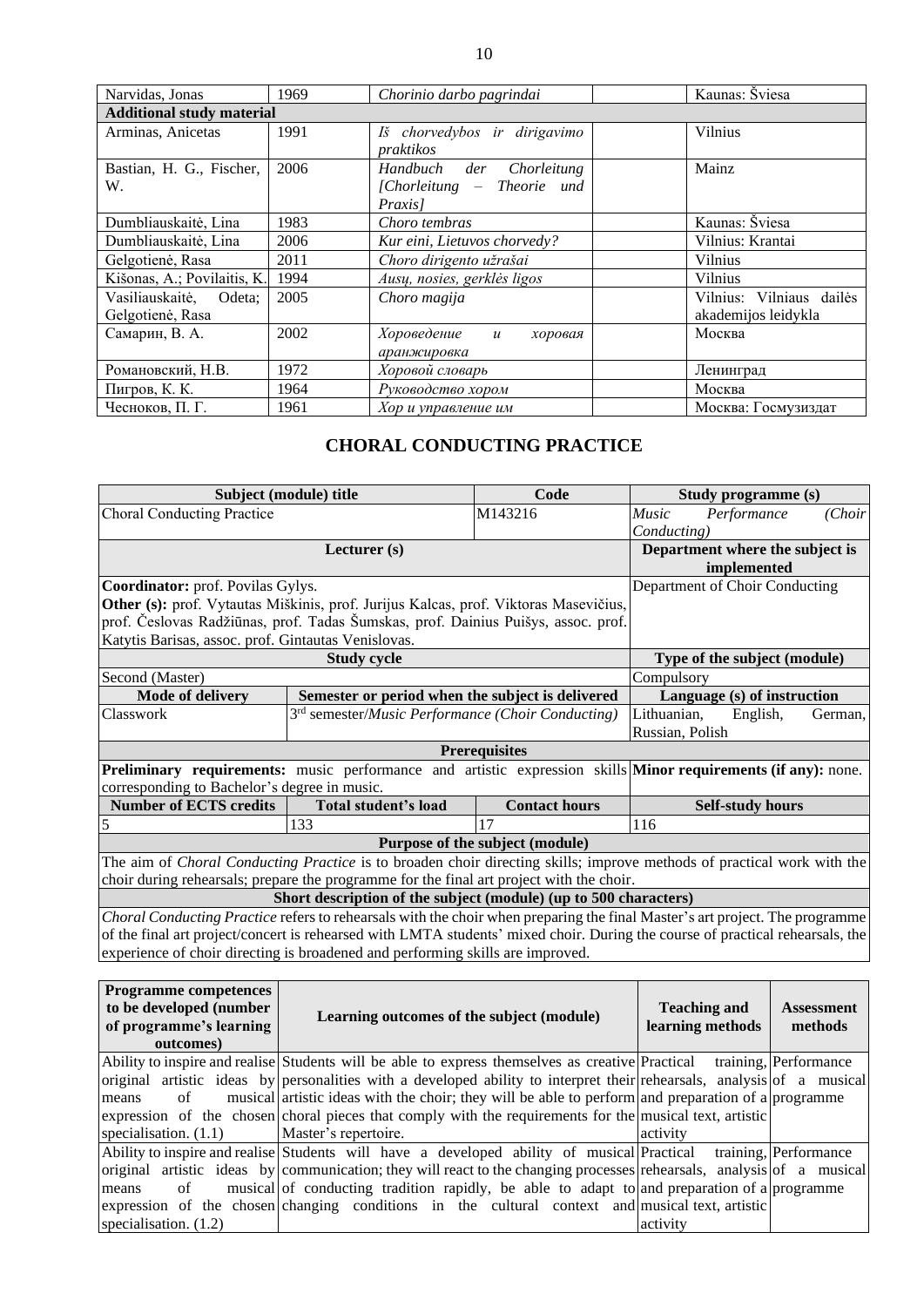| | | | | |
|---|---|---|---|---|
| Narvidas, Jonas | 1969 | *Chorinio darbo pagrindai* | | Kaunas: Šviesa |
| **Additional study material** | | | | |
| Arminas, Anicetas | 1991 | *Iš chorvedybos ir dirigavimo praktikos* | | Vilnius |
| Bastian, H. G., Fischer, W. | 2006 | *Handbuch der Chorleitung [Chorleitung – Theorie und Praxis]* | | Mainz |
| Dumbliauskaitė, Lina | 1983 | *Choro tembras* | | Kaunas: Šviesa |
| Dumbliauskaitė, Lina | 2006 | *Kur eini, Lietuvos chorvedy?* | | Vilnius: Krantai |
| Gelgotienė, Rasa | 2011 | *Choro dirigento užrašai* | | Vilnius |
| Kišonas, A.; Povilaitis, K. | 1994 | *Ausų, nosies, gerklės ligos* | | Vilnius |
| Vasiliauskaitė, Odeta; Gelgotienė, Rasa | 2005 | *Choro magija* | | Vilnius: Vilniaus dailės akademijos leidykla |
| Самарин, В. А. | 2002 | *Хороведение и хоровая аранжировка* | | Москва |
| Романовский, Н.В. | 1972 | *Хоровой словарь* | | Ленинград |
| Пигров, К. К. | 1964 | *Руководство хором* | | Москва |
| Чесноков, П. Г. | 1961 | *Хор и управление им* | | Москва: Госмузиздат |

## CHORAL CONDUCTING PRACTICE

| **Subject (module) title** | | **Code** | **Study programme (s)** |
|---|---|---|---|
| Choral Conducting Practice | | M143216 | *Music Performance (Choir Conducting)* |
| **Lecturer (s)** | | | **Department where the subject is implemented** |
| **Coordinator:** prof. Povilas Gylys. **Other (s):** prof. Vytautas Miškinis, prof. Jurijus Kalcas, prof. Viktoras Masevičius, prof. Česlovas Radžiūnas, prof. Tadas Šumskas, prof. Dainius Puišys, assoc. prof. Katytis Barisas, assoc. prof. Gintautas Venislovas. | | | Department of Choir Conducting |
| **Study cycle** | | | **Type of the subject (module)** |
| Second (Master) | | | Compulsory |
| **Mode of delivery** | **Semester or period when the subject is delivered** | | **Language (s) of instruction** |
| Classwork | 3rd semester/*Music Performance (Choir Conducting)* | | Lithuanian, English, German, Russian, Polish |
| **Prerequisites** | | | |
| **Preliminary requirements:** music performance and artistic expression skills corresponding to Bachelor's degree in music. | | | **Minor requirements (if any):** none. |
| **Number of ECTS credits** | **Total student's load** | **Contact hours** | **Self-study hours** |
| 5 | 133 | 17 | 116 |
| **Purpose of the subject (module)** | | | |
| The aim of *Choral Conducting Practice* is to broaden choir directing skills; improve methods of practical work with the choir during rehearsals; prepare the programme for the final art project with the choir. | | | |
| **Short description of the subject (module) (up to 500 characters)** | | | |
| *Choral Conducting Practice* refers to rehearsals with the choir when preparing the final Master's art project. The programme of the final art project/concert is rehearsed with LMTA students' mixed choir. During the course of practical rehearsals, the experience of choir directing is broadened and performing skills are improved. | | | |

| **Programme competences to be developed (number of programme's learning outcomes)** | **Learning outcomes of the subject (module)** | **Teaching and learning methods** | **Assessment methods** |
|---|---|---|---|
| Ability to inspire and realise original artistic ideas by means of musical expression of the chosen specialisation. (1.1) | Students will be able to express themselves as creative personalities with a developed ability to interpret their artistic ideas with the choir; they will be able to perform choral pieces that comply with the requirements for the Master's repertoire. | Practical training, rehearsals, analysis and preparation of a musical text, artistic activity | Performance of a musical programme |
| Ability to inspire and realise original artistic ideas by means of musical expression of the chosen specialisation. (1.2) | Students will have a developed ability of musical communication; they will react to the changing processes of conducting tradition rapidly, be able to adapt to changing conditions in the cultural context and | Practical training, rehearsals, analysis and preparation of a musical text, artistic activity | Performance of a musical programme |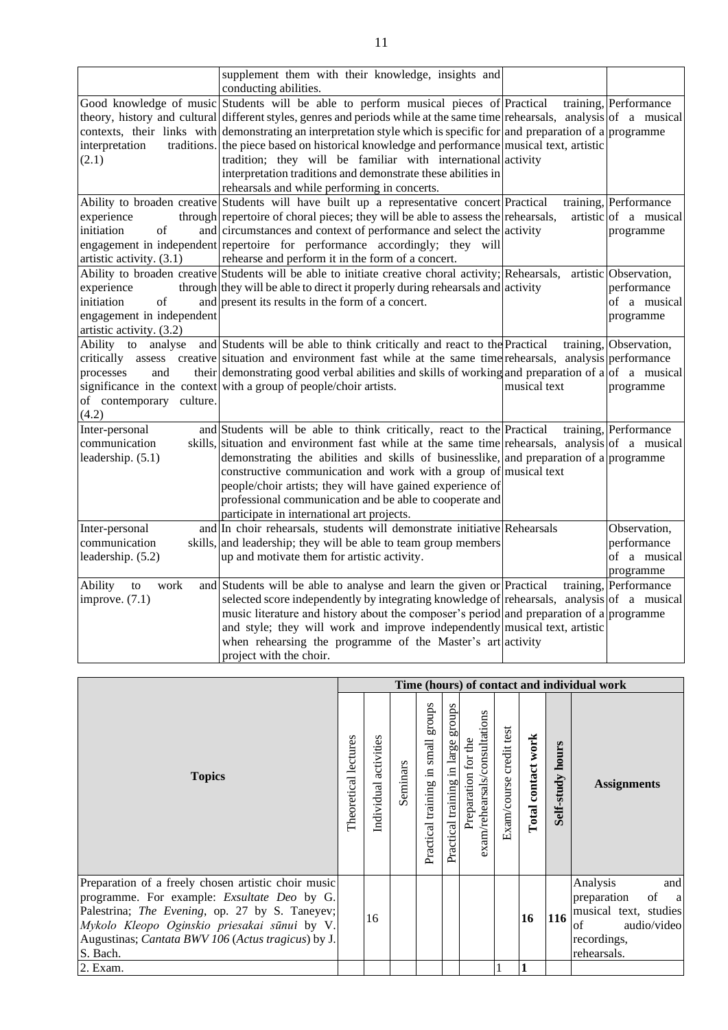| | | | |
|---|---|---|---|
| | supplement them with their knowledge, insights and conducting abilities. | | |
| Good knowledge of music theory, history and cultural contexts, their links with interpretation traditions. (2.1) | Students will be able to perform musical pieces of different styles, genres and periods while at the same time demonstrating an interpretation style which is specific for the piece based on historical knowledge and performance tradition; they will be familiar with international interpretation traditions and demonstrate these abilities in rehearsals and while performing in concerts. | Practical training, rehearsals, analysis and preparation of a musical text, artistic activity | Performance of a musical programme |
| Ability to broaden creative experience through initiation of and engagement in independent artistic activity. (3.1) | Students will have built up a representative concert repertoire of choral pieces; they will be able to assess the circumstances and context of performance and select the repertoire for performance accordingly; they will rehearse and perform it in the form of a concert. | Practical training, rehearsals, artistic activity | Performance of a musical programme |
| Ability to broaden creative experience through initiation of and engagement in independent artistic activity. (3.2) | Students will be able to initiate creative choral activity; they will be able to direct it properly during rehearsals and present its results in the form of a concert. | Rehearsals, artistic activity | Observation, performance of a musical programme |
| Ability to analyse and critically assess creative processes and their significance in the context of contemporary culture. (4.2) | Students will be able to think critically and react to the situation and environment fast while at the same time demonstrating good verbal abilities and skills of working with a group of people/choir artists. | Practical training, rehearsals, analysis and preparation of a musical text | Observation, performance of a musical programme |
| Inter-personal and communication skills, leadership. (5.1) | Students will be able to think critically, react to the situation and environment fast while at the same time demonstrating the abilities and skills of businesslike, constructive communication and work with a group of people/choir artists; they will have gained experience of professional communication and be able to cooperate and participate in international art projects. | Practical training, rehearsals, analysis and preparation of a musical text | Performance of a musical programme |
| Inter-personal and communication skills, leadership. (5.2) | In choir rehearsals, students will demonstrate initiative and leadership; they will be able to team group members up and motivate them for artistic activity. | Rehearsals | Observation, performance of a musical programme |
| Ability to work and improve. (7.1) | Students will be able to analyse and learn the given or selected score independently by integrating knowledge of music literature and history about the composer's period and style; they will work and improve independently when rehearsing the programme of the Master's art project with the choir. | Practical training, rehearsals, analysis and preparation of a musical text, artistic activity | Performance of a musical programme |

| Topics | Time (hours) of contact and individual work | | | | | | | | | |
|---|---|---|---|---|---|---|---|---|---|---|
| | Theoretical lectures | Individual activities | Seminars | Practical training in small groups | Practical training in large groups | Preparation for the exam/rehearsals/consultations | Exam/course credit test | **Total contact work** | **Self-study hours** | **Assignments** |
| Preparation of a freely chosen artistic choir music programme. For example: *Exsultate Deo* by G. Palestrina; *The Evening*, op. 27 by S. Taneyev; *Mykolo Kleopo Oginskio priesakai sūnui* by V. Augustinas; *Cantata BWV 106* (*Actus tragicus*) by J. S. Bach. | | 16 | | | | | | **16** | **116** | Analysis and preparation of a musical text, studies of audio/video recordings, rehearsals. |
| 2. Exam. | | | | | | | 1 | **1** | | |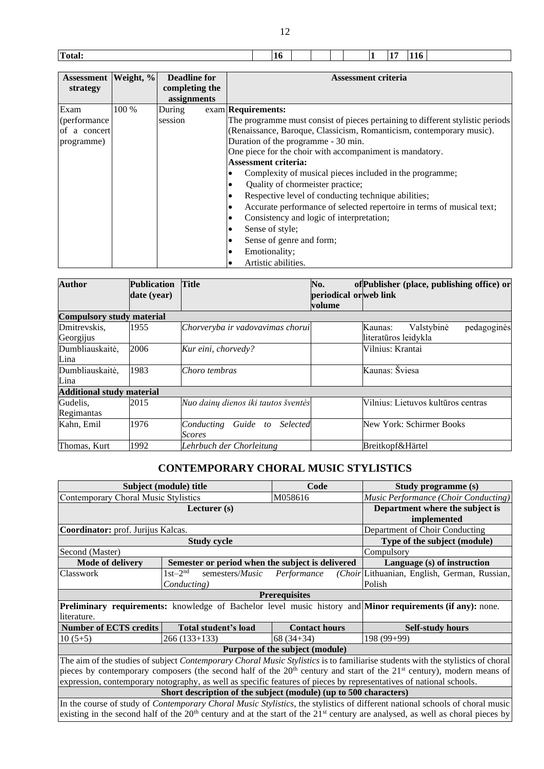| Total: | 16 | | | | | 1 | 17 | 116 | |
|---|---|---|---|---|---|---|---|---|---|

| Assessment strategy | Weight, % | Deadline for completing the assignments | Assessment criteria |
|---|---|---|---|
| Exam (performance of a concert programme) | 100 % | During exam session | **Requirements:**<br>The programme must consist of pieces pertaining to different stylistic periods (Renaissance, Baroque, Classicism, Romanticism, contemporary music).<br>Duration of the programme - 30 min.<br>One piece for the choir with accompaniment is mandatory.<br>**Assessment criteria:**<br>• Complexity of musical pieces included in the programme;<br>• Quality of chormeister practice;<br>• Respective level of conducting technique abilities;<br>• Accurate performance of selected repertoire in terms of musical text;<br>• Consistency and logic of interpretation;<br>• Sense of style;<br>• Sense of genre and form;<br>• Emotionality;<br>• Artistic abilities. |

| Author | Publication date (year) | Title | No. of periodical or volume | Publisher (place, publishing office) or web link |
|---|---|---|---|---|
| **Compulsory study material** | | | | |
| Dmitrevskis, Georgijus | 1955 | *Chorveryba ir vadovavimas chorui* | | Kaunas: Valstybinė pedagoginės literatūros leidykla |
| Dumbliauskaitė, Lina | 2006 | *Kur eini, chorvedy?* | | Vilnius: Krantai |
| Dumbliauskaitė, Lina | 1983 | *Choro tembras* | | Kaunas: Šviesa |
| **Additional study material** | | | | |
| Gudelis, Regimantas | 2015 | *Nuo dainų dienos iki tautos šventės* | | Vilnius: Lietuvos kultūros centras |
| Kahn, Emil | 1976 | *Conducting Guide to Selected Scores* | | New York: Schirmer Books |
| Thomas, Kurt | 1992 | *Lehrbuch der Chorleitung* | | Breitkopf&Härtel |

## CONTEMPORARY CHORAL MUSIC STYLISTICS

| Subject (module) title | | Code | Study programme (s) |
|---|---|---|---|
| Contemporary Choral Music Stylistics | | M058616 | *Music Performance (Choir Conducting)* |
| **Lecturer (s)** | | | **Department where the subject is implemented** |
| **Coordinator:** prof. Jurijus Kalcas. | | | Department of Choir Conducting |
| **Study cycle** | | | **Type of the subject (module)** |
| Second (Master) | | | Compulsory |
| **Mode of delivery** | **Semester or period when the subject is delivered** | | **Language (s) of instruction** |
| Classwork | 1st–2nd semesters/*Music Performance (Choir Conducting)* | | Lithuanian, English, German, Russian, Polish |
| **Prerequisites** | | | |
| **Preliminary requirements:** knowledge of Bachelor level music history and literature. | | | **Minor requirements (if any):** none. |
| **Number of ECTS credits** | **Total student's load** | **Contact hours** | **Self-study hours** |
| 10 (5+5) | 266 (133+133) | 68 (34+34) | 198 (99+99) |
| **Purpose of the subject (module)** | | | |
| The aim of the studies of subject *Contemporary Choral Music Stylistics* is to familiarise students with the stylistics of choral pieces by contemporary composers (the second half of the 20th century and start of the 21st century), modern means of expression, contemporary notography, as well as specific features of pieces by representatives of national schools. | | | |
| **Short description of the subject (module) (up to 500 characters)** | | | |
| In the course of study of *Contemporary Choral Music Stylistics*, the stylistics of different national schools of choral music existing in the second half of the 20th century and at the start of the 21st century are analysed, as well as choral pieces by | | | |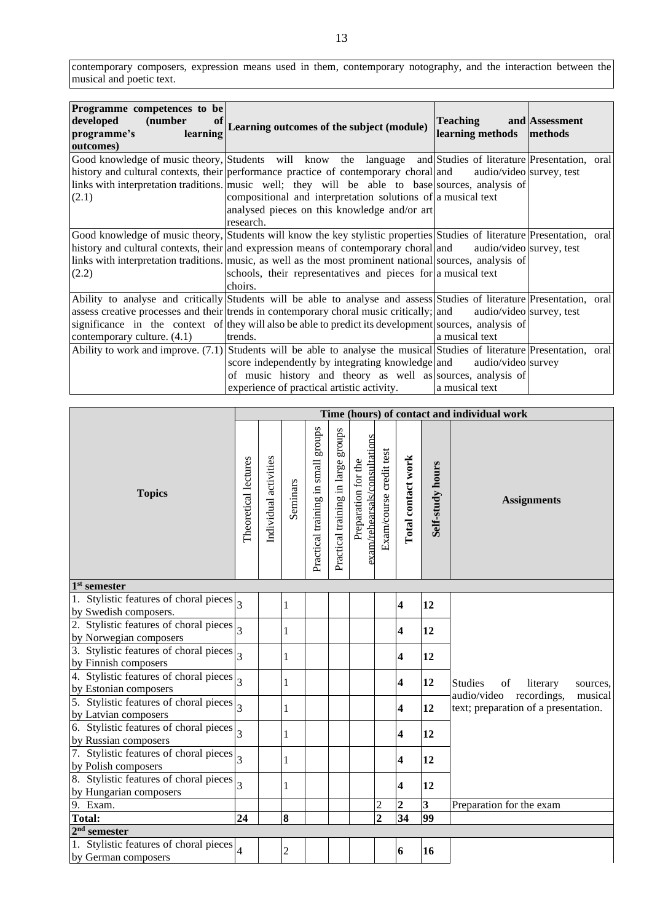| contemporary composers, expression means used in them, contemporary notography, and the interaction between the musical and poetic text. |
|---|

| Programme competences to be developed (number of programme's learning outcomes) | Learning outcomes of the subject (module) | Teaching and learning methods | Assessment methods |
|---|---|---|---|
| Good knowledge of music theory, history and cultural contexts, their links with interpretation traditions. (2.1) | Students will know the language and performance practice of contemporary choral music well; they will be able to base compositional and interpretation solutions of analysed pieces on this knowledge and/or art research. | Studies of literature and audio/video sources, analysis of a musical text | Presentation, oral survey, test |
| Good knowledge of music theory, history and cultural contexts, their links with interpretation traditions. (2.2) | Students will know the key stylistic properties and expression means of contemporary choral music, as well as the most prominent national schools, their representatives and pieces for choirs. | Studies of literature and audio/video sources, analysis of a musical text | Presentation, oral survey, test |
| Ability to analyse and critically assess creative processes and their significance in the context of contemporary culture. (4.1) | Students will be able to analyse and assess trends in contemporary choral music critically; they will also be able to predict its development trends. | Studies of literature and audio/video sources, analysis of a musical text | Presentation, oral survey, test |
| Ability to work and improve. (7.1) | Students will be able to analyse the musical score independently by integrating knowledge of music history and theory as well as experience of practical artistic activity. | Studies of literature and audio/video sources, analysis of a musical text | Presentation, oral survey |

| Topics | Time (hours) of contact and individual work | | | | | | | | | Assignments |
|---|---|---|---|---|---|---|---|---|---|---|
| | Theoretical lectures | Individual activities | Seminars | Practical training in small groups | Practical training in large groups | Preparation for the exam/rehearsals/consultations | Exam/course credit test | **Total contact work** | **Self-study hours** | |
| **1st semester** | | | | | | | | | | |
| 1. Stylistic features of choral pieces by Swedish composers. | 3 | | 1 | | | | | **4** | **12** | Studies of literary sources, audio/video recordings, musical text; preparation of a presentation. |
| 2. Stylistic features of choral pieces by Norwegian composers | 3 | | 1 | | | | | **4** | **12** | |
| 3. Stylistic features of choral pieces by Finnish composers | 3 | | 1 | | | | | **4** | **12** | |
| 4. Stylistic features of choral pieces by Estonian composers | 3 | | 1 | | | | | **4** | **12** | |
| 5. Stylistic features of choral pieces by Latvian composers | 3 | | 1 | | | | | **4** | **12** | |
| 6. Stylistic features of choral pieces by Russian composers | 3 | | 1 | | | | | **4** | **12** | |
| 7. Stylistic features of choral pieces by Polish composers | 3 | | 1 | | | | | **4** | **12** | |
| 8. Stylistic features of choral pieces by Hungarian composers | 3 | | 1 | | | | | **4** | **12** | |
| 9. Exam. | | | | | | | 2 | **2** | **3** | Preparation for the exam |
| **Total:** | **24** | | **8** | | | | **2** | **34** | **99** | |
| **2nd semester** | | | | | | | | | | |
| 1. Stylistic features of choral pieces by German composers | 4 | | 2 | | | | | **6** | **16** | |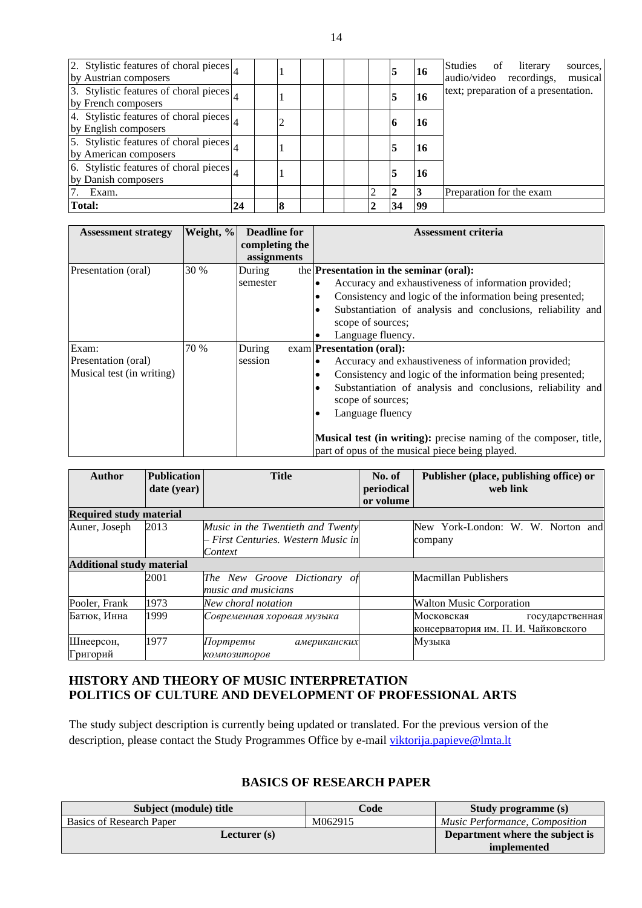| | | | | | | | | | | |
|---|---|---|---|---|---|---|---|---|---|---|
| 2. Stylistic features of choral pieces by Austrian composers | 4 | | 1 | | | | | **5** | **16** | Studies of literary sources, audio/video recordings, musical text; preparation of a presentation. |
| 3. Stylistic features of choral pieces by French composers | 4 | | 1 | | | | | **5** | **16** | |
| 4. Stylistic features of choral pieces by English composers | 4 | | 2 | | | | | **6** | **16** | |
| 5. Stylistic features of choral pieces by American composers | 4 | | 1 | | | | | **5** | **16** | |
| 6. Stylistic features of choral pieces by Danish composers | 4 | | 1 | | | | | **5** | **16** | |
| 7. Exam. | | | | | | | 2 | **2** | **3** | Preparation for the exam |
| **Total:** | **24** | | **8** | | | | **2** | **34** | **99** | |

| Assessment strategy | Weight, % | Deadline for completing the assignments | Assessment criteria |
|---|---|---|---|
| Presentation (oral) | 30 % | During the semester | **Presentation in the seminar (oral):**<br>• Accuracy and exhaustiveness of information provided;<br>• Consistency and logic of the information being presented;<br>• Substantiation of analysis and conclusions, reliability and scope of sources;<br>• Language fluency. |
| Exam:<br>Presentation (oral)<br>Musical test (in writing) | 70 % | During exam session | **Presentation (oral):**<br>• Accuracy and exhaustiveness of information provided;<br>• Consistency and logic of the information being presented;<br>• Substantiation of analysis and conclusions, reliability and scope of sources;<br>• Language fluency<br><br>**Musical test (in writing):** precise naming of the composer, title, part of opus of the musical piece being played. |

| Author | Publication date (year) | Title | No. of periodical or volume | Publisher (place, publishing office) or web link |
|---|---|---|---|---|
| **Required study material** | | | | |
| Auner, Joseph | 2013 | *Music in the Twentieth and Twenty – First Centuries. Western Music in Context* | | New York-London: W. W. Norton and company |
| **Additional study material** | | | | |
| | 2001 | *The New Groove Dictionary of music and musicians* | | Macmillan Publishers |
| Pooler, Frank | 1973 | *New choral notation* | | Walton Music Corporation |
| Батюк, Инна | 1999 | *Современная хоровая музыка* | | Московская государственная консерватория им. П. И. Чайковского |
| Шнеерсон, Григорий | 1977 | *Портреты американских композиторов* | | Музыка |

## HISTORY AND THEORY OF MUSIC INTERPRETATION
## POLITICS OF CULTURE AND DEVELOPMENT OF PROFESSIONAL ARTS

The study subject description is currently being updated or translated. For the previous version of the description, please contact the Study Programmes Office by e-mail viktorija.papieve@lmta.lt

## BASICS OF RESEARCH PAPER

| Subject (module) title | Code | Study programme (s) |
|---|---|---|
| Basics of Research Paper | M062915 | *Music Performance, Composition* |
| **Lecturer (s)** | | **Department where the subject is implemented** |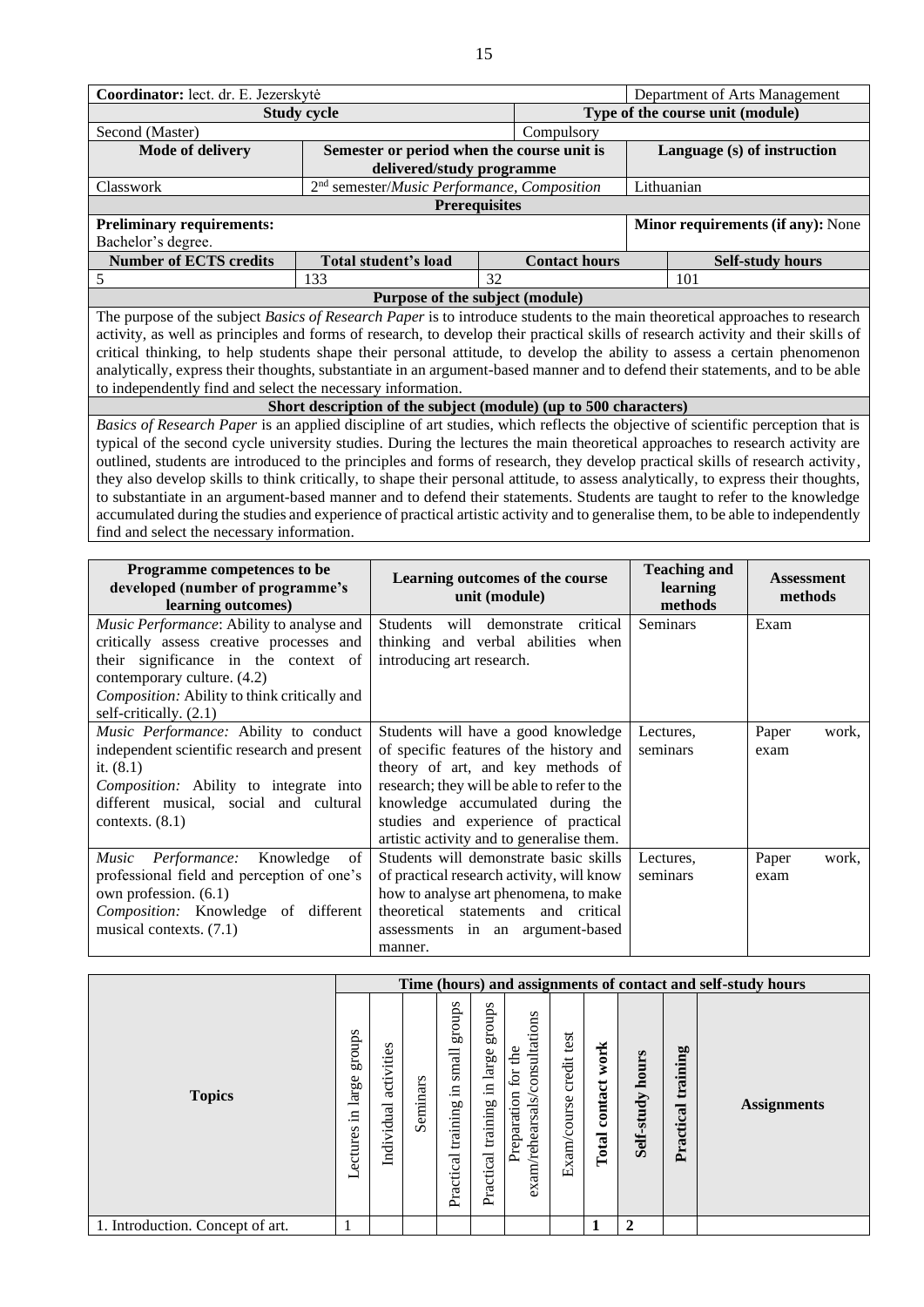| Coordinator: lect. dr. E. Jezerskytė | | | | Department of Arts Management | |
|---|---|---|---|---|---|
| **Study cycle** | | | **Type of the course unit (module)** | | |
| Second (Master) | | | Compulsory | | |
| **Mode of delivery** | **Semester or period when the course unit is delivered/study programme** | | | **Language (s) of instruction** | |
| Classwork | 2nd semester/*Music Performance, Composition* | | | Lithuanian | |
| **Prerequisites** | | | | | |
| **Preliminary requirements:** Bachelor's degree. | | | | **Minor requirements (if any):** None | |
| **Number of ECTS credits** | **Total student's load** | **Contact hours** | | **Self-study hours** | |
| 5 | 133 | 32 | | 101 | |
| **Purpose of the subject (module)** | | | | | |
| The purpose of the subject *Basics of Research Paper* is to introduce students to the main theoretical approaches to research activity, as well as principles and forms of research, to develop their practical skills of research activity and their skills of critical thinking, to help students shape their personal attitude, to develop the ability to assess a certain phenomenon analytically, express their thoughts, substantiate in an argument-based manner and to defend their statements, and to be able to independently find and select the necessary information. | | | | | |
| **Short description of the subject (module) (up to 500 characters)** | | | | | |
| *Basics of Research Paper* is an applied discipline of art studies, which reflects the objective of scientific perception that is typical of the second cycle university studies. During the lectures the main theoretical approaches to research activity are outlined, students are introduced to the principles and forms of research, they develop practical skills of research activity, they also develop skills to think critically, to shape their personal attitude, to assess analytically, to express their thoughts, to substantiate in an argument-based manner and to defend their statements. Students are taught to refer to the knowledge accumulated during the studies and experience of practical artistic activity and to generalise them, to be able to independently find and select the necessary information. | | | | | |

| Programme competences to be developed (number of programme's learning outcomes) | Learning outcomes of the course unit (module) | Teaching and learning methods | Assessment methods |
|---|---|---|---|
| *Music Performance*: Ability to analyse and critically assess creative processes and their significance in the context of contemporary culture. (4.2)<br>*Composition:* Ability to think critically and self-critically. (2.1) | Students will demonstrate critical thinking and verbal abilities when introducing art research. | Seminars | Exam |
| *Music Performance:* Ability to conduct independent scientific research and present it. (8.1)<br>*Composition:* Ability to integrate into different musical, social and cultural contexts. (8.1) | Students will have a good knowledge of specific features of the history and theory of art, and key methods of research; they will be able to refer to the knowledge accumulated during the studies and experience of practical artistic activity and to generalise them. | Lectures, seminars | Paper work, exam |
| *Music Performance:* Knowledge of professional field and perception of one's own profession. (6.1)<br>*Composition:* Knowledge of different musical contexts. (7.1) | Students will demonstrate basic skills of practical research activity, will know how to analyse art phenomena, to make theoretical statements and critical assessments in an argument-based manner. | Lectures, seminars | Paper work, exam |

| Topics | Time (hours) and assignments of contact and self-study hours | | | | | | | | | | |
|---|---|---|---|---|---|---|---|---|---|---|---|
| | Lectures in large groups | Individual activities | Seminars | Practical training in small groups | Practical training in large groups | Preparation for the exam/rehearsals/consultations | Exam/course credit test | **Total contact work** | **Self-study hours** | **Practical training** | **Assignments** |
| 1. Introduction. Concept of art. | 1 | | | | | | | **1** | **2** | | |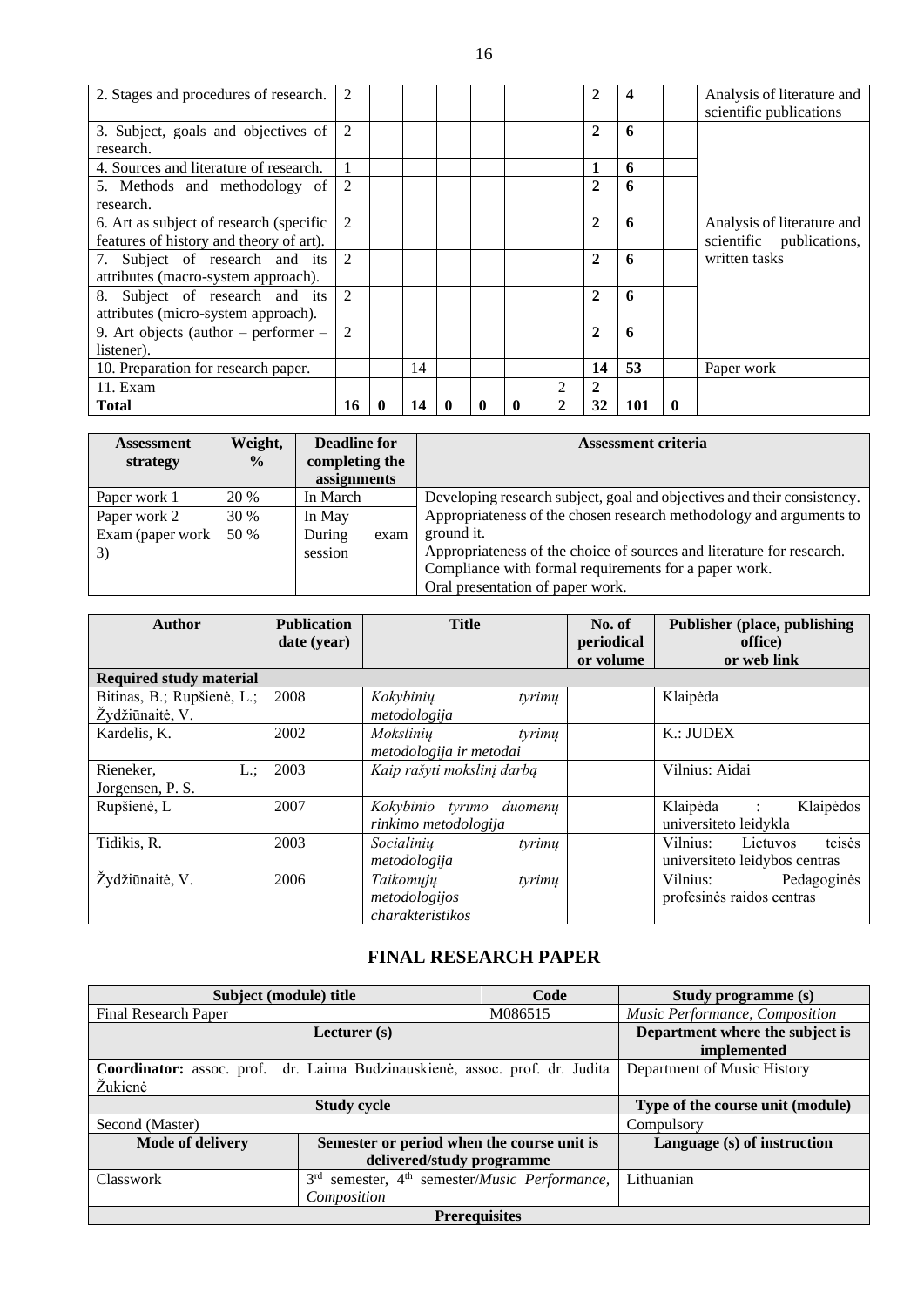| 2. Stages and procedures of research. | 2 | | | | | | | **2** | **4** | | Analysis of literature and scientific publications |
|---|---|---|---|---|---|---|---|---|---|---|---|
| 3. Subject, goals and objectives of research. | 2 | | | | | | | **2** | **6** | | Analysis of literature and scientific publications, written tasks |
| 4. Sources and literature of research. | 1 | | | | | | | **1** | **6** | | |
| 5. Methods and methodology of research. | 2 | | | | | | | **2** | **6** | | |
| 6. Art as subject of research (specific features of history and theory of art). | 2 | | | | | | | **2** | **6** | | |
| 7. Subject of research and its attributes (macro-system approach). | 2 | | | | | | | **2** | **6** | | |
| 8. Subject of research and its attributes (micro-system approach). | 2 | | | | | | | **2** | **6** | | |
| 9. Art objects (author – performer – listener). | 2 | | | | | | | **2** | **6** | | |
| 10. Preparation for research paper. | | | 14 | | | | | **14** | **53** | | Paper work |
| 11. Exam | | | | | | | 2 | **2** | | | |
| **Total** | **16** | **0** | **14** | **0** | **0** | **0** | **2** | **32** | **101** | **0** | |

| Assessment strategy | Weight, % | Deadline for completing the assignments | Assessment criteria |
|---|---|---|---|
| Paper work 1 | 20 % | In March | Developing research subject, goal and objectives and their consistency. Appropriateness of the chosen research methodology and arguments to ground it. Appropriateness of the choice of sources and literature for research. Compliance with formal requirements for a paper work. Oral presentation of paper work. |
| Paper work 2 | 30 % | In May | |
| Exam (paper work 3) | 50 % | During exam session | |

| Author | Publication date (year) | Title | No. of periodical or volume | Publisher (place, publishing office) or web link |
|---|---|---|---|---|
| **Required study material** | | | | |
| Bitinas, B.; Rupšienė, L.; Žydžiūnaitė, V. | 2008 | *Kokybinių tyrimų metodologija* | | Klaipėda |
| Kardelis, K. | 2002 | *Mokslinių tyrimų metodologija ir metodai* | | K.: JUDEX |
| Rieneker, L.; Jorgensen, P. S. | 2003 | *Kaip rašyti mokslinį darbą* | | Vilnius: Aidai |
| Rupšienė, L | 2007 | *Kokybinio tyrimo duomenų rinkimo metodologija* | | Klaipėda : Klaipėdos universiteto leidykla |
| Tidikis, R. | 2003 | *Socialinių tyrimų metodologija* | | Vilnius: Lietuvos teisės universiteto leidybos centras |
| Žydžiūnaitė, V. | 2006 | *Taikomųjų tyrimų metodologijos charakteristikos* | | Vilnius: Pedagoginės profesinės raidos centras |

## FINAL RESEARCH PAPER

| Subject (module) title | | Code | Study programme (s) |
|---|---|---|---|
| Final Research Paper | | M086515 | *Music Performance, Composition* |
| Lecturer (s) | | | Department where the subject is implemented |
| **Coordinator:** assoc. prof. dr. Laima Budzinauskienė, assoc. prof. dr. Judita Žukienė | | | Department of Music History |
| Study cycle | | | Type of the course unit (module) |
| Second (Master) | | | Compulsory |
| Mode of delivery | Semester or period when the course unit is delivered/study programme | | Language (s) of instruction |
| Classwork | 3rd semester, 4th semester/*Music Performance, Composition* | | Lithuanian |
| Prerequisites | | | |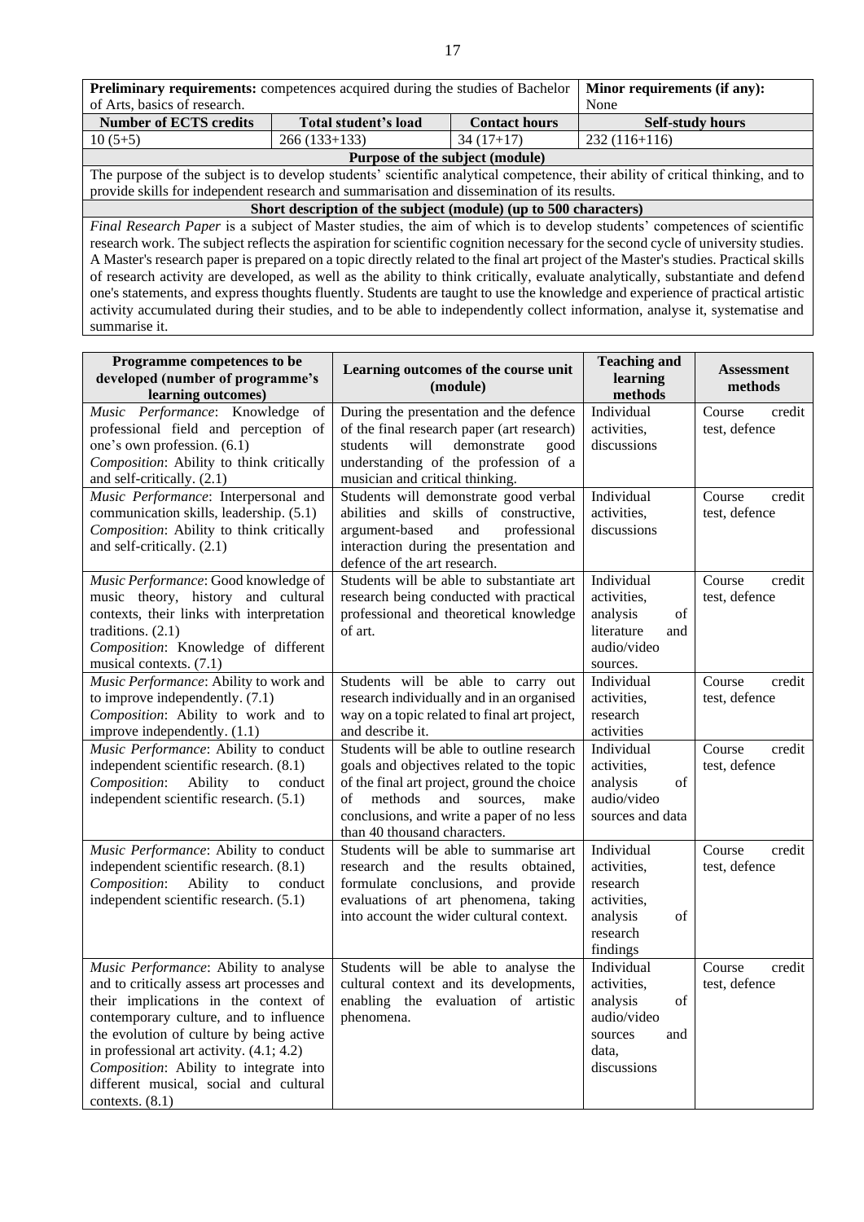| **Preliminary requirements:** competences acquired during the studies of Bachelor of Arts, basics of research. | | | **Minor requirements (if any):** None |
|---|---|---|---|
| **Number of ECTS credits** | **Total student's load** | **Contact hours** | **Self-study hours** |
| 10 (5+5) | 266 (133+133) | 34 (17+17) | 232 (116+116) |
| **Purpose of the subject (module)** | | | |
| The purpose of the subject is to develop students' scientific analytical competence, their ability of critical thinking, and to provide skills for independent research and summarisation and dissemination of its results. | | | |
| **Short description of the subject (module) (up to 500 characters)** | | | |
| *Final Research Paper* is a subject of Master studies, the aim of which is to develop students' competences of scientific research work. The subject reflects the aspiration for scientific cognition necessary for the second cycle of university studies. A Master's research paper is prepared on a topic directly related to the final art project of the Master's studies. Practical skills of research activity are developed, as well as the ability to think critically, evaluate analytically, substantiate and defend one's statements, and express thoughts fluently. Students are taught to use the knowledge and experience of practical artistic activity accumulated during their studies, and to be able to independently collect information, analyse it, systematise and summarise it. | | | |

| Programme competences to be developed (number of programme's learning outcomes) | Learning outcomes of the course unit (module) | Teaching and learning methods | Assessment methods |
|---|---|---|---|
| *Music Performance*: Knowledge of professional field and perception of one's own profession. (6.1)<br>*Composition*: Ability to think critically and self-critically. (2.1) | During the presentation and the defence of the final research paper (art research) students will demonstrate good understanding of the profession of a musician and critical thinking. | Individual activities, discussions | Course credit test, defence |
| *Music Performance*: Interpersonal and communication skills, leadership. (5.1)<br>*Composition*: Ability to think critically and self-critically. (2.1) | Students will demonstrate good verbal abilities and skills of constructive, argument-based and professional interaction during the presentation and defence of the art research. | Individual activities, discussions | Course credit test, defence |
| *Music Performance*: Good knowledge of music theory, history and cultural contexts, their links with interpretation traditions. (2.1)<br>*Composition*: Knowledge of different musical contexts. (7.1) | Students will be able to substantiate art research being conducted with practical professional and theoretical knowledge of art. | Individual activities, analysis of literature and audio/video sources. | Course credit test, defence |
| *Music Performance*: Ability to work and to improve independently. (7.1)<br>*Composition*: Ability to work and to improve independently. (1.1) | Students will be able to carry out research individually and in an organised way on a topic related to final art project, and describe it. | Individual activities, research activities | Course credit test, defence |
| *Music Performance*: Ability to conduct independent scientific research. (8.1)<br>*Composition*: Ability to conduct independent scientific research. (5.1) | Students will be able to outline research goals and objectives related to the topic of the final art project, ground the choice of methods and sources, make conclusions, and write a paper of no less than 40 thousand characters. | Individual activities, analysis of audio/video sources and data | Course credit test, defence |
| *Music Performance*: Ability to conduct independent scientific research. (8.1)<br>*Composition*: Ability to conduct independent scientific research. (5.1) | Students will be able to summarise art research and the results obtained, formulate conclusions, and provide evaluations of art phenomena, taking into account the wider cultural context. | Individual activities, research activities, analysis of research findings | Course credit test, defence |
| *Music Performance*: Ability to analyse and to critically assess art processes and their implications in the context of contemporary culture, and to influence the evolution of culture by being active in professional art activity. (4.1; 4.2)<br>*Composition*: Ability to integrate into different musical, social and cultural contexts. (8.1) | Students will be able to analyse the cultural context and its developments, enabling the evaluation of artistic phenomena. | Individual activities, analysis of audio/video sources and data, discussions | Course credit test, defence |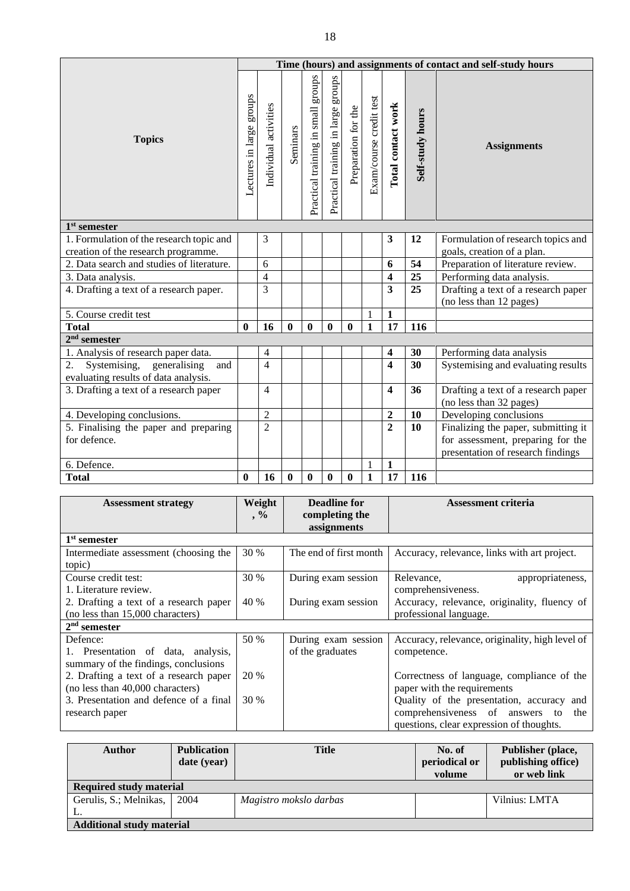| Topics | Time (hours) and assignments of contact and self-study hours | | | | | | | | | |
|---|---|---|---|---|---|---|---|---|---|---|
| | Lectures in large groups | Individual activities | Seminars | Practical training in small groups | Practical training in large groups | Preparation for the | Exam/course credit test | **Total contact work** | **Self-study hours** | **Assignments** |
| **1st semester** | | | | | | | | | | |
| 1. Formulation of the research topic and creation of the research programme. | | 3 | | | | | | **3** | **12** | Formulation of research topics and goals, creation of a plan. |
| 2. Data search and studies of literature. | | 6 | | | | | | **6** | **54** | Preparation of literature review. |
| 3. Data analysis. | | 4 | | | | | | **4** | **25** | Performing data analysis. |
| 4. Drafting a text of a research paper. | | 3 | | | | | | **3** | **25** | Drafting a text of a research paper (no less than 12 pages) |
| 5. Course credit test | | | | | | | 1 | **1** | | |
| **Total** | **0** | **16** | **0** | **0** | **0** | **0** | **1** | **17** | **116** | |
| **2nd semester** | | | | | | | | | | |
| 1. Analysis of research paper data. | | 4 | | | | | | **4** | **30** | Performing data analysis |
| 2. Systemising, generalising and evaluating results of data analysis. | | 4 | | | | | | **4** | **30** | Systemising and evaluating results |
| 3. Drafting a text of a research paper | | 4 | | | | | | **4** | **36** | Drafting a text of a research paper (no less than 32 pages) |
| 4. Developing conclusions. | | 2 | | | | | | **2** | **10** | Developing conclusions |
| 5. Finalising the paper and preparing for defence. | | 2 | | | | | | **2** | **10** | Finalizing the paper, submitting it for assessment, preparing for the presentation of research findings |
| 6. Defence. | | | | | | | 1 | **1** | | |
| **Total** | **0** | **16** | **0** | **0** | **0** | **0** | **1** | **17** | **116** | |

| Assessment strategy | Weight, % | Deadline for completing the assignments | Assessment criteria |
|---|---|---|---|
| **1st semester** | | | |
| Intermediate assessment (choosing the topic) | 30 % | The end of first month | Accuracy, relevance, links with art project. |
| Course credit test:<br>1. Literature review. | 30 % | During exam session | Relevance, appropriateness, comprehensiveness. |
| 2. Drafting a text of a research paper (no less than 15,000 characters) | 40 % | During exam session | Accuracy, relevance, originality, fluency of professional language. |
| **2nd semester** | | | |
| Defence:<br>1. Presentation of data, analysis, summary of the findings, conclusions | 50 % | During exam session of the graduates | Accuracy, relevance, originality, high level of competence. |
| 2. Drafting a text of a research paper (no less than 40,000 characters) | 20 % | | Correctness of language, compliance of the paper with the requirements |
| 3. Presentation and defence of a final research paper | 30 % | | Quality of the presentation, accuracy and comprehensiveness of answers to the questions, clear expression of thoughts. |

| Author | Publication date (year) | Title | No. of periodical or volume | Publisher (place, publishing office) or web link |
|---|---|---|---|---|
| **Required study material** | | | | |
| Gerulis, S.; Melnikas, L. | 2004 | *Magistro mokslo darbas* | | Vilnius: LMTA |
| **Additional study material** | | | | |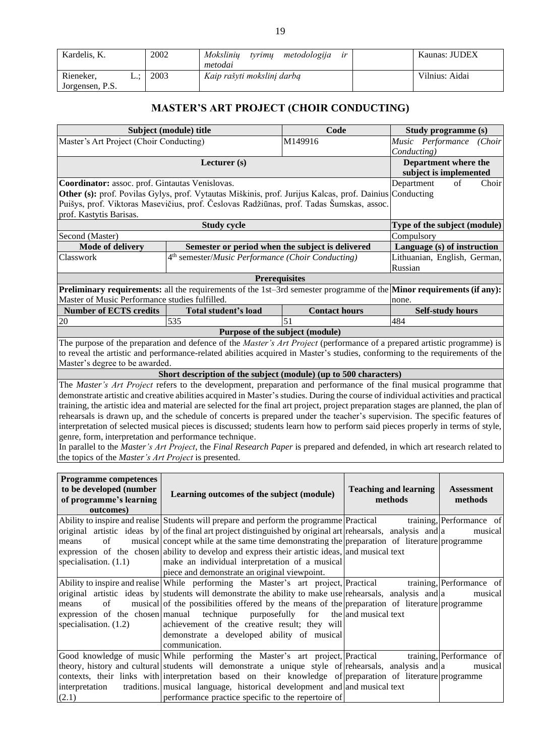| Kardelis, K. | 2002 | *Mokslinių tyrimų metodologija ir metodai* | | Kaunas: JUDEX |
|---|---|---|---|---|
| Rieneker, L.; Jorgensen, P.S. | 2003 | *Kaip rašyti mokslinį darbą* | | Vilnius: Aidai |

## MASTER'S ART PROJECT (CHOIR CONDUCTING)

| Subject (module) title | | Code | Study programme (s) |
|---|---|---|---|
| Master's Art Project (Choir Conducting) | | M149916 | *Music Performance (Choir Conducting)* |
| **Lecturer (s)** | | | **Department where the subject is implemented** |
| **Coordinator:** assoc. prof. Gintautas Venislovas. **Other (s):** prof. Povilas Gylys, prof. Vytautas Miškinis, prof. Jurijus Kalcas, prof. Dainius Puišys, prof. Viktoras Masevičius, prof. Česlovas Radžiūnas, prof. Tadas Šumskas, assoc. prof. Kastytis Barisas. | | | Department of Choir Conducting |
| **Study cycle** | | | **Type of the subject (module)** |
| Second (Master) | | | Compulsory |
| **Mode of delivery** | **Semester or period when the subject is delivered** | | **Language (s) of instruction** |
| Classwork | 4th semester/*Music Performance (Choir Conducting)* | | Lithuanian, English, German, Russian |
| **Prerequisites** | | | |
| **Preliminary requirements:** all the requirements of the 1st–3rd semester programme of the Master of Music Performance studies fulfilled. | | | **Minor requirements (if any):** none. |
| **Number of ECTS credits** | **Total student's load** | **Contact hours** | **Self-study hours** |
| 20 | 535 | 51 | 484 |
| **Purpose of the subject (module)** | | | |
| The purpose of the preparation and defence of the *Master's Art Project* (performance of a prepared artistic programme) is to reveal the artistic and performance-related abilities acquired in Master's studies, conforming to the requirements of the Master's degree to be awarded. | | | |
| **Short description of the subject (module) (up to 500 characters)** | | | |
| The *Master's Art Project* refers to the development, preparation and performance of the final musical programme that demonstrate artistic and creative abilities acquired in Master's studies. During the course of individual activities and practical training, the artistic idea and material are selected for the final art project, project preparation stages are planned, the plan of rehearsals is drawn up, and the schedule of concerts is prepared under the teacher's supervision. The specific features of interpretation of selected musical pieces is discussed; students learn how to perform said pieces properly in terms of style, genre, form, interpretation and performance technique. In parallel to the *Master's Art Project*, the *Final Research Paper* is prepared and defended, in which art research related to the topics of the *Master's Art Project* is presented. | | | |

| Programme competences to be developed (number of programme's learning outcomes) | Learning outcomes of the subject (module) | Teaching and learning methods | Assessment methods |
|---|---|---|---|
| Ability to inspire and realise original artistic ideas by means of musical expression of the chosen specialisation. (1.1) | Students will prepare and perform the programme of the final art project distinguished by original art concept while at the same time demonstrating the ability to develop and express their artistic ideas, make an individual interpretation of a musical piece and demonstrate an original viewpoint. | Practical training, rehearsals, analysis and preparation of literature and musical text | Performance of a musical programme |
| Ability to inspire and realise original artistic ideas by means of musical expression of the chosen specialisation. (1.2) | While performing the Master's art project, students will demonstrate the ability to make use of the possibilities offered by the means of the manual technique purposefully for the achievement of the creative result; they will demonstrate a developed ability of musical communication. | Practical training, rehearsals, analysis and preparation of literature and musical text | Performance of a musical programme |
| Good knowledge of music theory, history and cultural contexts, their links with interpretation traditions. (2.1) | While performing the Master's art project, students will demonstrate a unique style of interpretation based on their knowledge of musical language, historical development and performance practice specific to the repertoire of | Practical training, rehearsals, analysis and preparation of literature and musical text | Performance of a musical programme |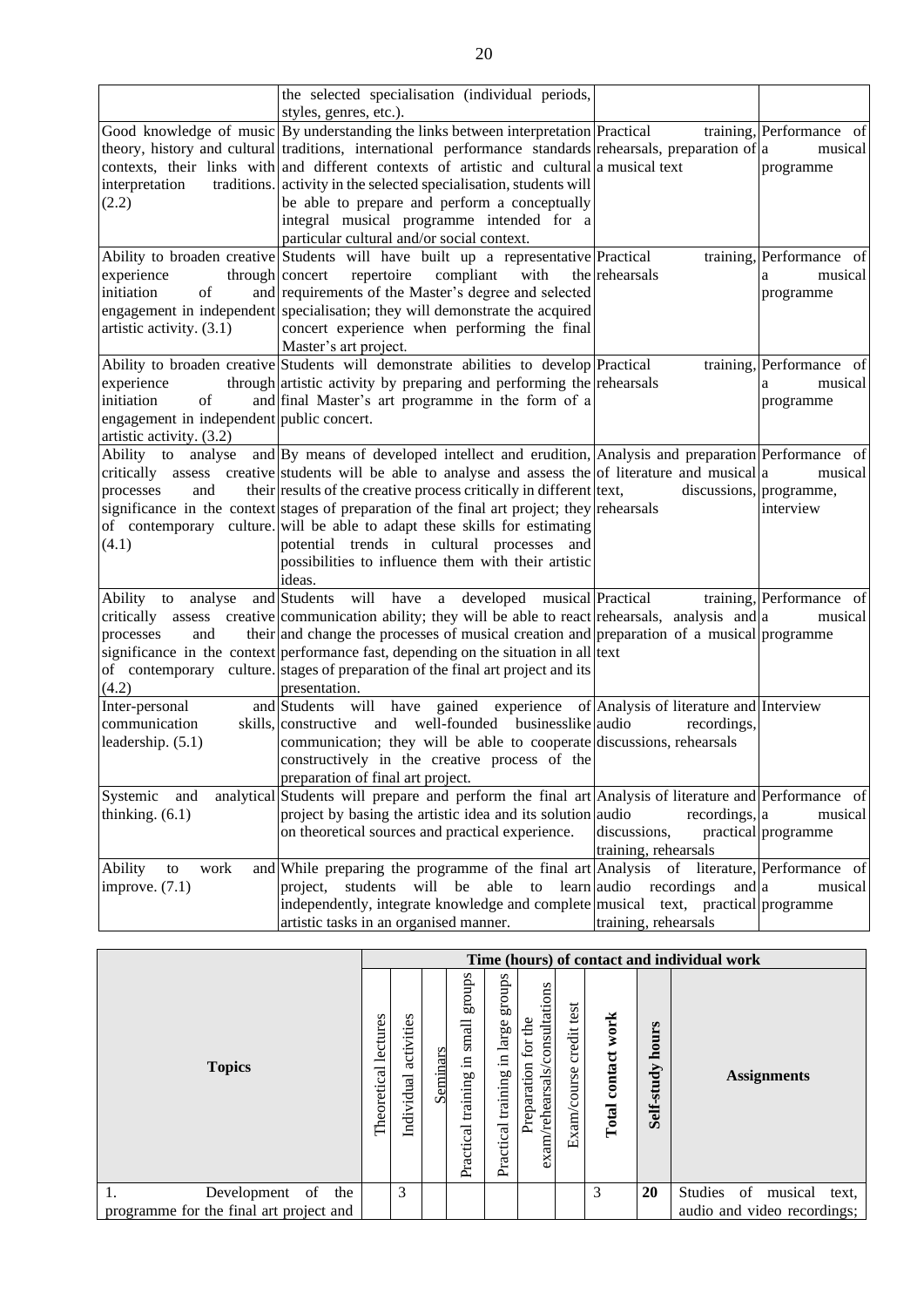| | | | |
|---|---|---|---|
| | the selected specialisation (individual periods, styles, genres, etc.). | | |
| Good knowledge of music theory, history and cultural contexts, their links with interpretation traditions. (2.2) | By understanding the links between interpretation traditions, international performance standards and different contexts of artistic and cultural activity in the selected specialisation, students will be able to prepare and perform a conceptually integral musical programme intended for a particular cultural and/or social context. | Practical training, rehearsals, preparation of a musical text | Performance of a musical programme |
| Ability to broaden creative experience through initiation of and engagement in independent artistic activity. (3.1) | Students will have built up a representative concert repertoire compliant with the requirements of the Master's degree and selected specialisation; they will demonstrate the acquired concert experience when performing the final Master's art project. | Practical training, rehearsals | Performance of a musical programme |
| Ability to broaden creative experience through initiation of and engagement in independent artistic activity. (3.2) | Students will demonstrate abilities to develop artistic activity by preparing and performing the final Master's art programme in the form of a public concert. | Practical training, rehearsals | Performance of a musical programme |
| Ability to analyse and critically assess creative processes and their significance in the context of contemporary culture. (4.1) | By means of developed intellect and erudition, students will be able to analyse and assess the results of the creative process critically in different stages of preparation of the final art project; they will be able to adapt these skills for estimating potential trends in cultural processes and possibilities to influence them with their artistic ideas. | Analysis and preparation of literature and musical text, discussions, rehearsals | Performance of a musical programme, interview |
| Ability to analyse and critically assess creative processes and their significance in the context of contemporary culture. (4.2) | Students will have a developed musical communication ability; they will be able to react and change the processes of musical creation and performance fast, depending on the situation in all stages of preparation of the final art project and its presentation. | Practical training, rehearsals, analysis and preparation of a musical text | Performance of a musical programme |
| Inter-personal and communication skills, leadership. (5.1) | Students will have gained experience of constructive and well-founded businesslike communication; they will be able to cooperate constructively in the creative process of the preparation of final art project. | Analysis of literature and audio recordings, discussions, rehearsals | Interview |
| Systemic and analytical thinking. (6.1) | Students will prepare and perform the final art project by basing the artistic idea and its solution on theoretical sources and practical experience. | Analysis of literature and audio recordings, discussions, practical training, rehearsals | Performance of a musical programme |
| Ability to work and improve. (7.1) | While preparing the programme of the final art project, students will be able to learn independently, integrate knowledge and complete artistic tasks in an organised manner. | Analysis of literature, audio recordings and musical text, practical training, rehearsals | Performance of a musical programme |

| Topics | Time (hours) of contact and individual work | | | | | | | | | Assignments |
|---|---|---|---|---|---|---|---|---|---|---|
| | Theoretical lectures | Individual activities | Seminars | Practical training in small groups | Practical training in large groups | Preparation for the exam/rehearsals/consultations | Exam/course credit test | **Total contact work** | **Self-study hours** | |
| 1. Development of the programme for the final art project and | | 3 | | | | | | 3 | **20** | Studies of musical text, audio and video recordings; |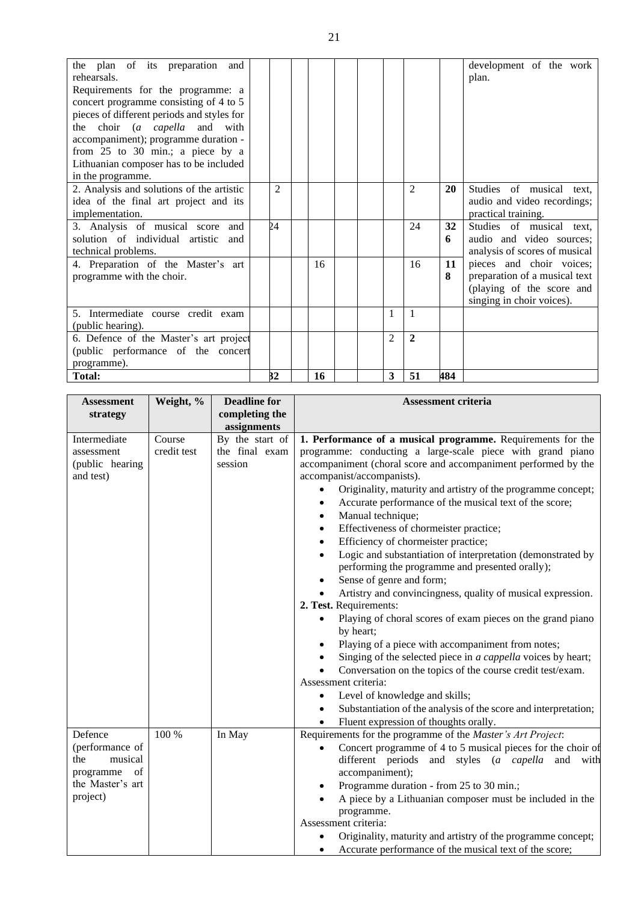| | | | | | | | | | | |
|---|---|---|---|---|---|---|---|---|---|---|
| the plan of its preparation and rehearsals.<br>Requirements for the programme: a concert programme consisting of 4 to 5 pieces of different periods and styles for the choir (*a capella* and with accompaniment); programme duration - from 25 to 30 min.; a piece by a Lithuanian composer has to be included in the programme. | | | | | | | | | | development of the work plan. |
| 2. Analysis and solutions of the artistic idea of the final art project and its implementation. | | 2 | | | | | | 2 | **20** | Studies of musical text, audio and video recordings; practical training. |
| 3. Analysis of musical score and solution of individual artistic and technical problems. | | 24 | | | | | | 24 | **326** | Studies of musical text, audio and video sources; analysis of scores of musical pieces and choir voices; preparation of a musical text (playing of the score and singing in choir voices). |
| 4. Preparation of the Master's art programme with the choir. | | | | 16 | | | | 16 | **118** | |
| 5. Intermediate course credit exam (public hearing). | | | | | | | 1 | 1 | | |
| 6. Defence of the Master's art project (public performance of the concert programme). | | | | | | | 2 | **2** | | |
| **Total:** | | **32** | | **16** | | | **3** | **51** | **484** | |

| Assessment strategy | Weight, % | Deadline for completing the assignments | Assessment criteria |
|---|---|---|---|
| Intermediate assessment (public hearing and test) | Course credit test | By the start of the final exam session | **1. Performance of a musical programme.** Requirements for the programme: conducting a large-scale piece with grand piano accompaniment (choral score and accompaniment performed by the accompanist/accompanists).<br>• Originality, maturity and artistry of the programme concept;<br>• Accurate performance of the musical text of the score;<br>• Manual technique;<br>• Effectiveness of chormeister practice;<br>• Efficiency of chormeister practice;<br>• Logic and substantiation of interpretation (demonstrated by performing the programme and presented orally);<br>• Sense of genre and form;<br>• Artistry and convincingness, quality of musical expression.<br>**2. Test.** Requirements:<br>• Playing of choral scores of exam pieces on the grand piano by heart;<br>• Playing of a piece with accompaniment from notes;<br>• Singing of the selected piece in *a cappella* voices by heart;<br>• Conversation on the topics of the course credit test/exam.<br>Assessment criteria:<br>• Level of knowledge and skills;<br>• Substantiation of the analysis of the score and interpretation;<br>• Fluent expression of thoughts orally. |
| Defence (performance of the musical programme of the Master's art project) | 100 % | In May | Requirements for the programme of the *Master's Art Project*:<br>• Concert programme of 4 to 5 musical pieces for the choir of different periods and styles (*a capella* and with accompaniment);<br>• Programme duration - from 25 to 30 min.;<br>• A piece by a Lithuanian composer must be included in the programme.<br>Assessment criteria:<br>• Originality, maturity and artistry of the programme concept;<br>• Accurate performance of the musical text of the score; |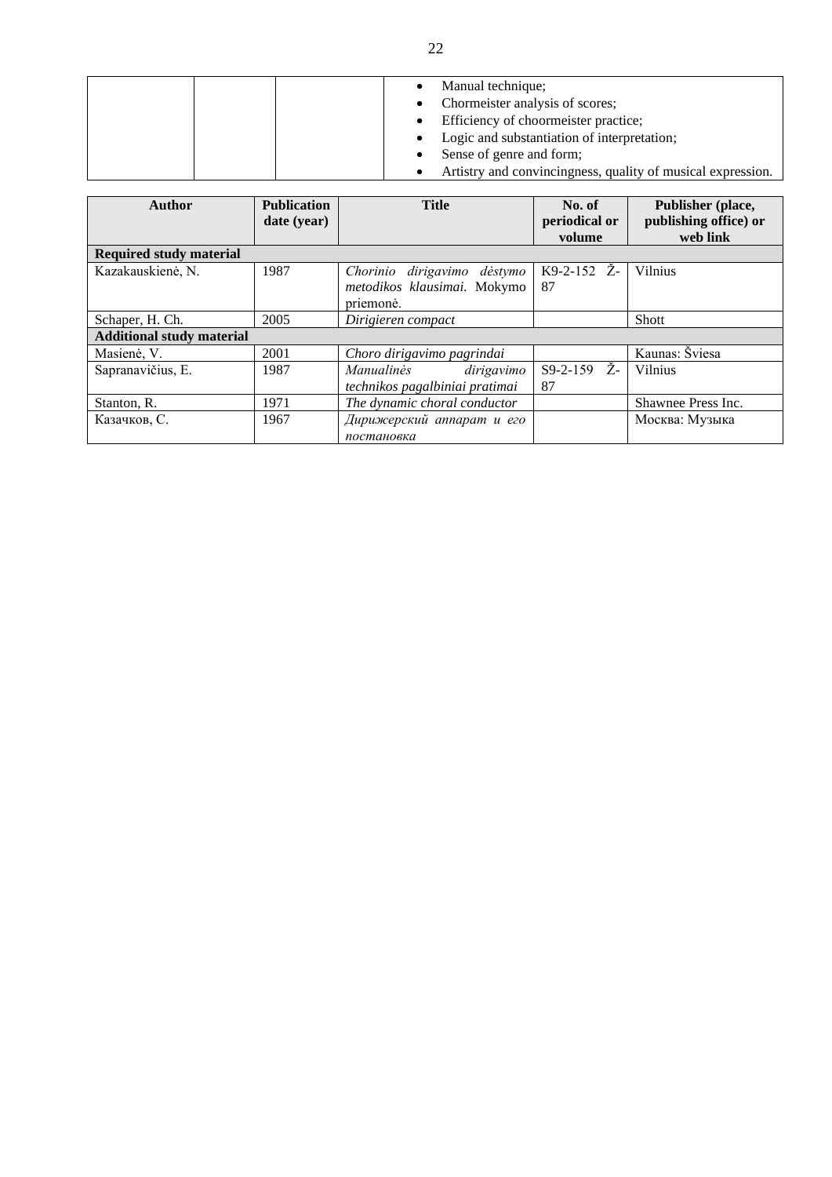| | | | |
|---|---|---|---|
| | | | • Manual technique;<br>• Chormeister analysis of scores;<br>• Efficiency of choormeister practice;<br>• Logic and substantiation of interpretation;<br>• Sense of genre and form;<br>• Artistry and convincingness, quality of musical expression. |

| Author | Publication date (year) | Title | No. of periodical or volume | Publisher (place, publishing office) or web link |
|---|---|---|---|---|
| **Required study material** | | | | |
| Kazakauskienė, N. | 1987 | *Chorinio dirigavimo dėstymo metodikos klausimai.* Mokymo priemonė. | K9-2-152 Ž-87 | Vilnius |
| Schaper, H. Ch. | 2005 | *Dirigieren compact* | | Shott |
| **Additional study material** | | | | |
| Masienė, V. | 2001 | *Choro dirigavimo pagrindai* | | Kaunas: Šviesa |
| Sapranavičius, E. | 1987 | *Manualinės dirigavimo technikos pagalbiniai pratimai* | S9-2-159 Ž-87 | Vilnius |
| Stanton, R. | 1971 | *The dynamic choral conductor* | | Shawnee Press Inc. |
| Казачков, С. | 1967 | *Дирижерский аппарат и его постановка* | | Москва: Музыка |